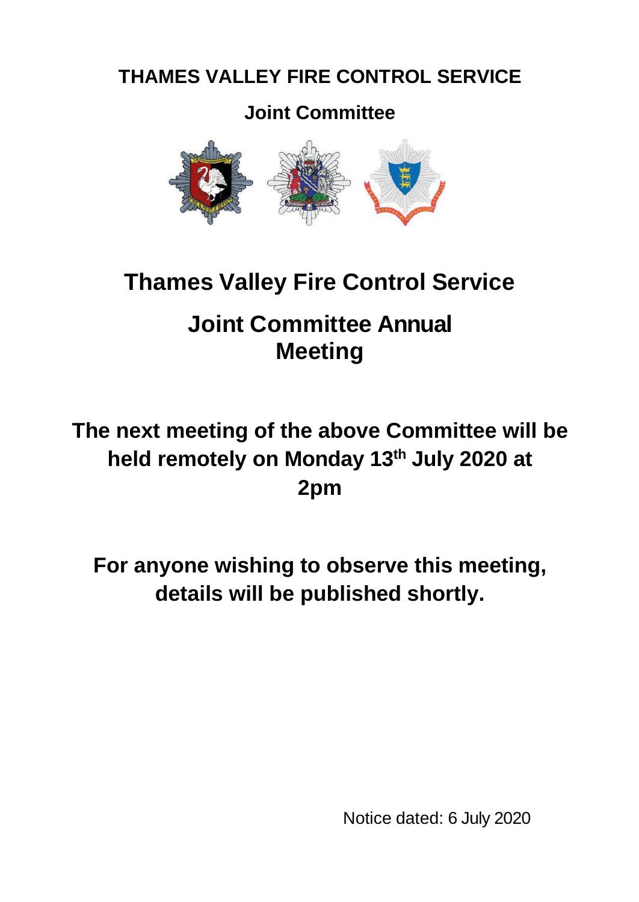**THAMES VALLEY FIRE CONTROL SERVICE**

**Joint Committee**

# Thames Valley Fire Control Service

# Joint Committee Annual Meeting

## The next meeting of the above Committee will be held remotely on Monday 13th July 2020 at 2pm

## For anyone wishing to observe this meeting, details will be published shortly.

Notice dated: 6 July 2020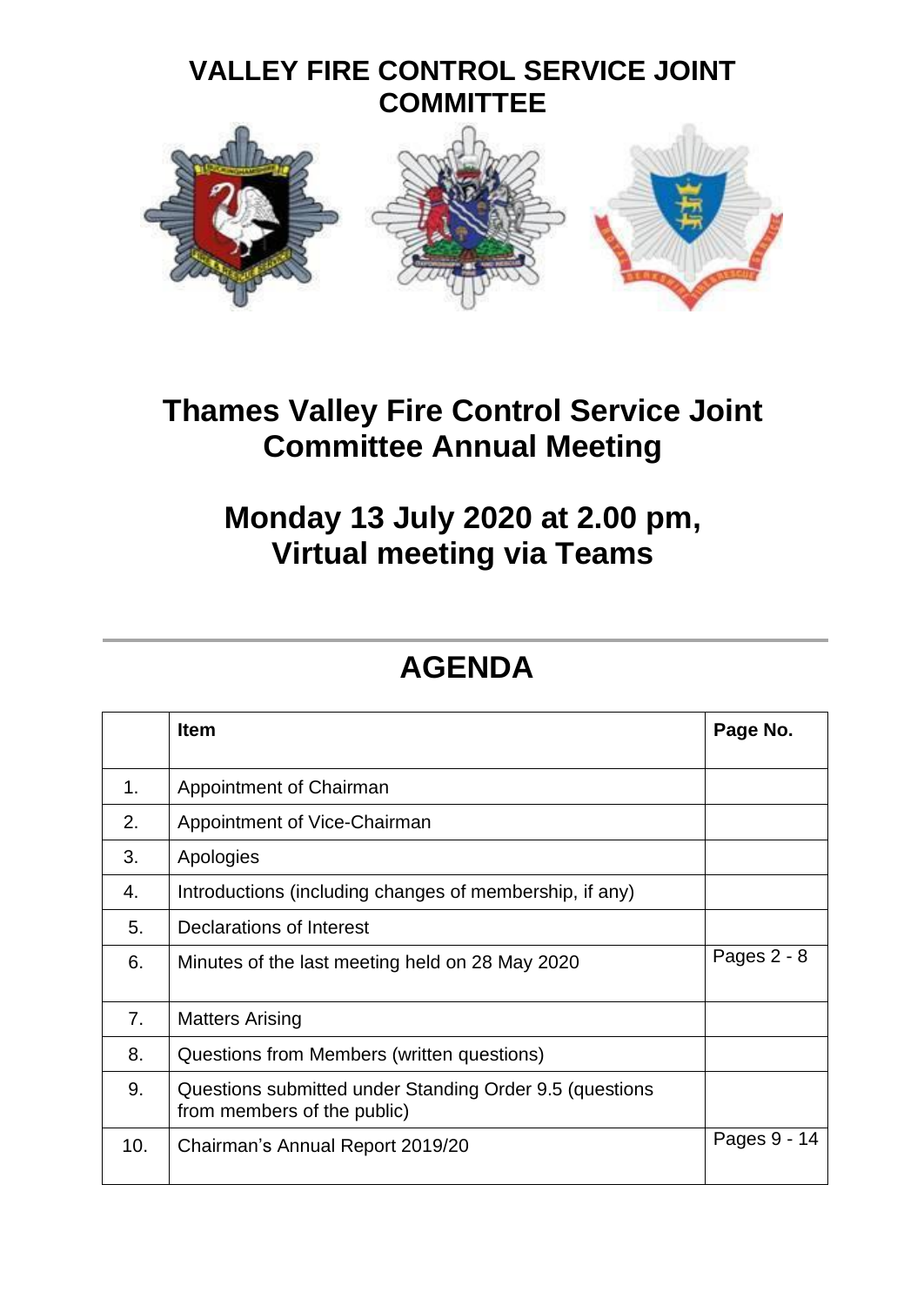# VALLEY FIRE CONTROL SERVICE JOINT COMMITTEE

# Thames Valley Fire Control Service Joint Committee Annual Meeting

## Monday 13 July 2020 at 2.00 pm, Virtual meeting via Teams

# AGENDA

| | Item | Page No. |
|---|---|---|
| 1. | Appointment of Chairman | |
| 2. | Appointment of Vice-Chairman | |
| 3. | Apologies | |
| 4. | Introductions (including changes of membership, if any) | |
| 5. | Declarations of Interest | |
| 6. | Minutes of the last meeting held on 28 May 2020 | Pages 2 - 8 |
| 7. | Matters Arising | |
| 8. | Questions from Members (written questions) | |
| 9. | Questions submitted under Standing Order 9.5 (questions from members of the public) | |
| 10. | Chairman's Annual Report 2019/20 | Pages 9 - 14 |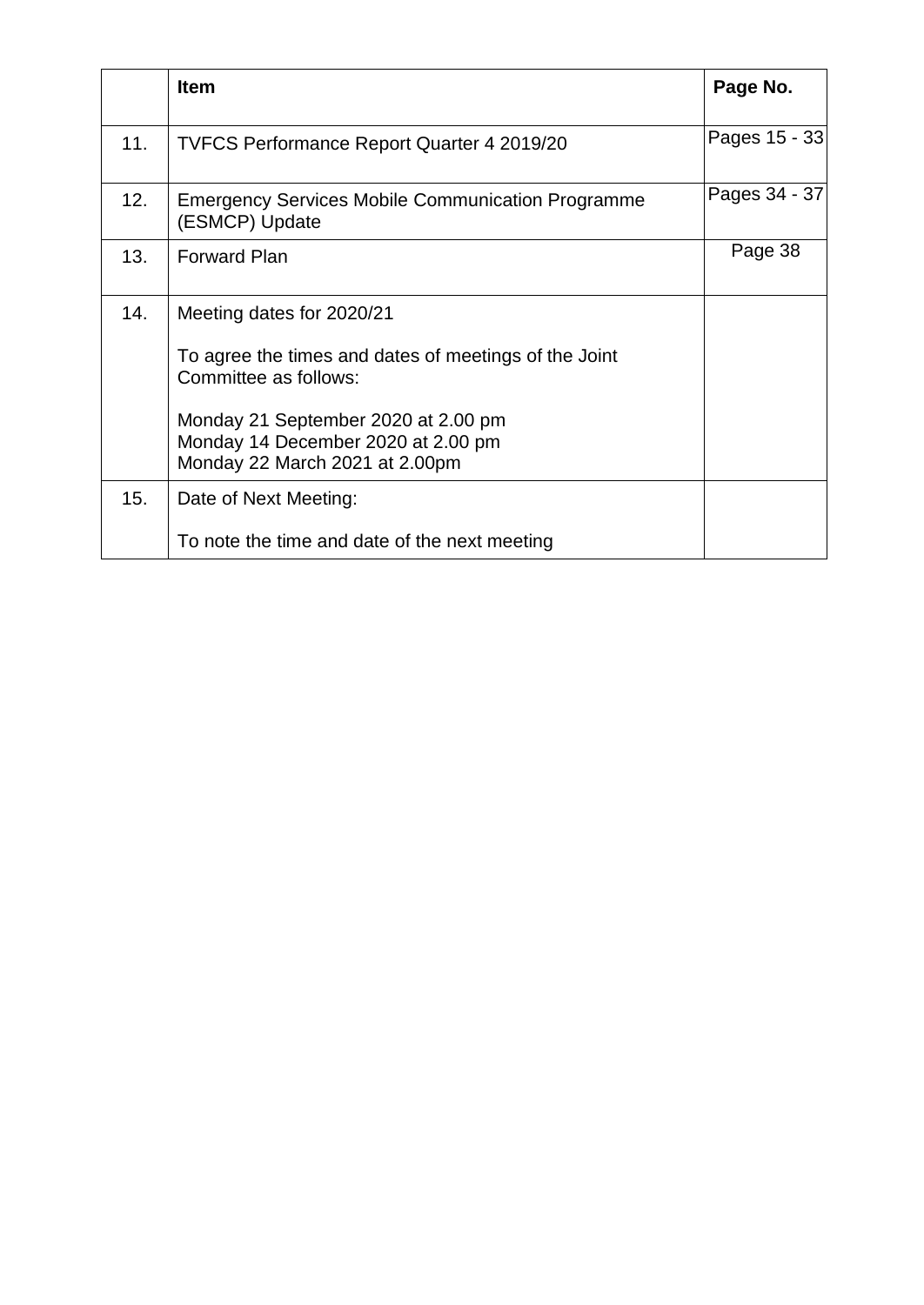|  | **Item** | **Page No.** |
| --- | --- | --- |
| 11. | TVFCS Performance Report Quarter 4 2019/20 | Pages 15 - 33 |
| 12. | Emergency Services Mobile Communication Programme (ESMCP) Update | Pages 34 - 37 |
| 13. | Forward Plan | Page 38 |
| 14. | Meeting dates for 2020/21<br><br>To agree the times and dates of meetings of the Joint Committee as follows:<br><br>Monday 21 September 2020 at 2.00 pm<br>Monday 14 December 2020 at 2.00 pm<br>Monday 22 March 2021 at 2.00pm |  |
| 15. | Date of Next Meeting:<br><br>To note the time and date of the next meeting |  |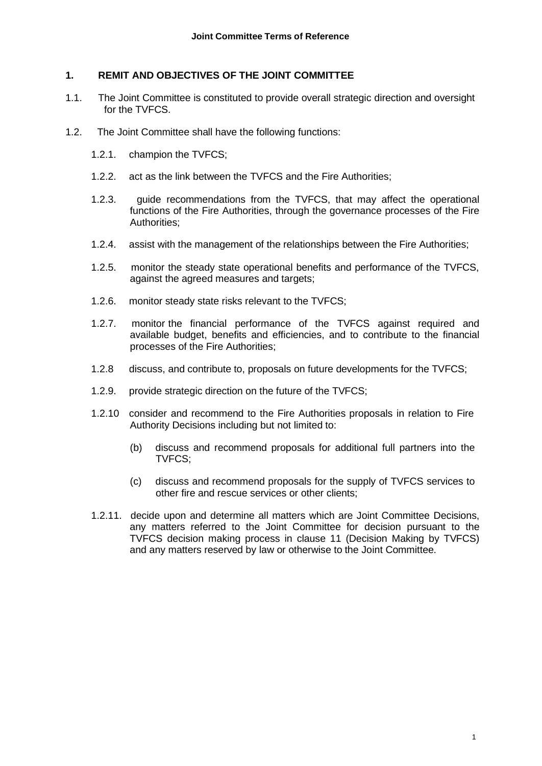**Joint Committee Terms of Reference**

## 1. REMIT AND OBJECTIVES OF THE JOINT COMMITTEE

1.1. The Joint Committee is constituted to provide overall strategic direction and oversight for the TVFCS.

1.2. The Joint Committee shall have the following functions:

1.2.1. champion the TVFCS;

1.2.2. act as the link between the TVFCS and the Fire Authorities;

1.2.3. guide recommendations from the TVFCS, that may affect the operational functions of the Fire Authorities, through the governance processes of the Fire Authorities;

1.2.4. assist with the management of the relationships between the Fire Authorities;

1.2.5. monitor the steady state operational benefits and performance of the TVFCS, against the agreed measures and targets;

1.2.6. monitor steady state risks relevant to the TVFCS;

1.2.7. monitor the financial performance of the TVFCS against required and available budget, benefits and efficiencies, and to contribute to the financial processes of the Fire Authorities;

1.2.8 discuss, and contribute to, proposals on future developments for the TVFCS;

1.2.9. provide strategic direction on the future of the TVFCS;

1.2.10 consider and recommend to the Fire Authorities proposals in relation to Fire Authority Decisions including but not limited to:

(b) discuss and recommend proposals for additional full partners into the TVFCS;

(c) discuss and recommend proposals for the supply of TVFCS services to other fire and rescue services or other clients;

1.2.11. decide upon and determine all matters which are Joint Committee Decisions, any matters referred to the Joint Committee for decision pursuant to the TVFCS decision making process in clause 11 (Decision Making by TVFCS) and any matters reserved by law or otherwise to the Joint Committee.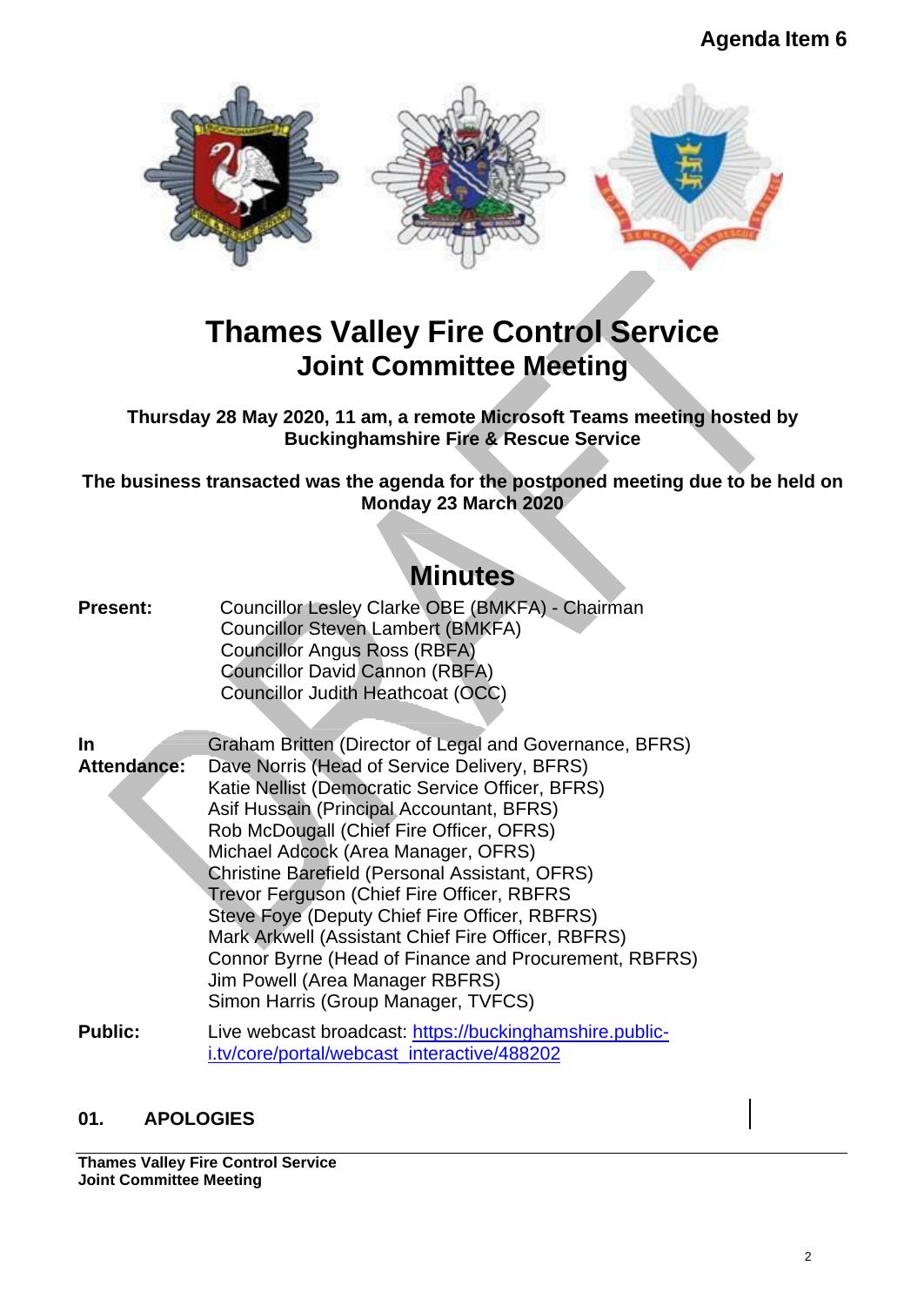Agenda Item 6

# Thames Valley Fire Control Service
# Joint Committee Meeting

**Thursday 28 May 2020, 11 am, a remote Microsoft Teams meeting hosted by Buckinghamshire Fire & Rescue Service**

**The business transacted was the agenda for the postponed meeting due to be held on Monday 23 March 2020**

## Minutes

**Present:**
Councillor Lesley Clarke OBE (BMKFA) - Chairman
Councillor Steven Lambert (BMKFA)
Councillor Angus Ross (RBFA)
Councillor David Cannon (RBFA)
Councillor Judith Heathcoat (OCC)

**In Attendance:**
Graham Britten (Director of Legal and Governance, BFRS)
Dave Norris (Head of Service Delivery, BFRS)
Katie Nellist (Democratic Service Officer, BFRS)
Asif Hussain (Principal Accountant, BFRS)
Rob McDougall (Chief Fire Officer, OFRS)
Michael Adcock (Area Manager, OFRS)
Christine Barefield (Personal Assistant, OFRS)
Trevor Ferguson (Chief Fire Officer, RBFRS
Steve Foye (Deputy Chief Fire Officer, RBFRS)
Mark Arkwell (Assistant Chief Fire Officer, RBFRS)
Connor Byrne (Head of Finance and Procurement, RBFRS)
Jim Powell (Area Manager RBFRS)
Simon Harris (Group Manager, TVFCS)

**Public:** Live webcast broadcast: https://buckinghamshire.public-i.tv/core/portal/webcast_interactive/488202

### 01. APOLOGIES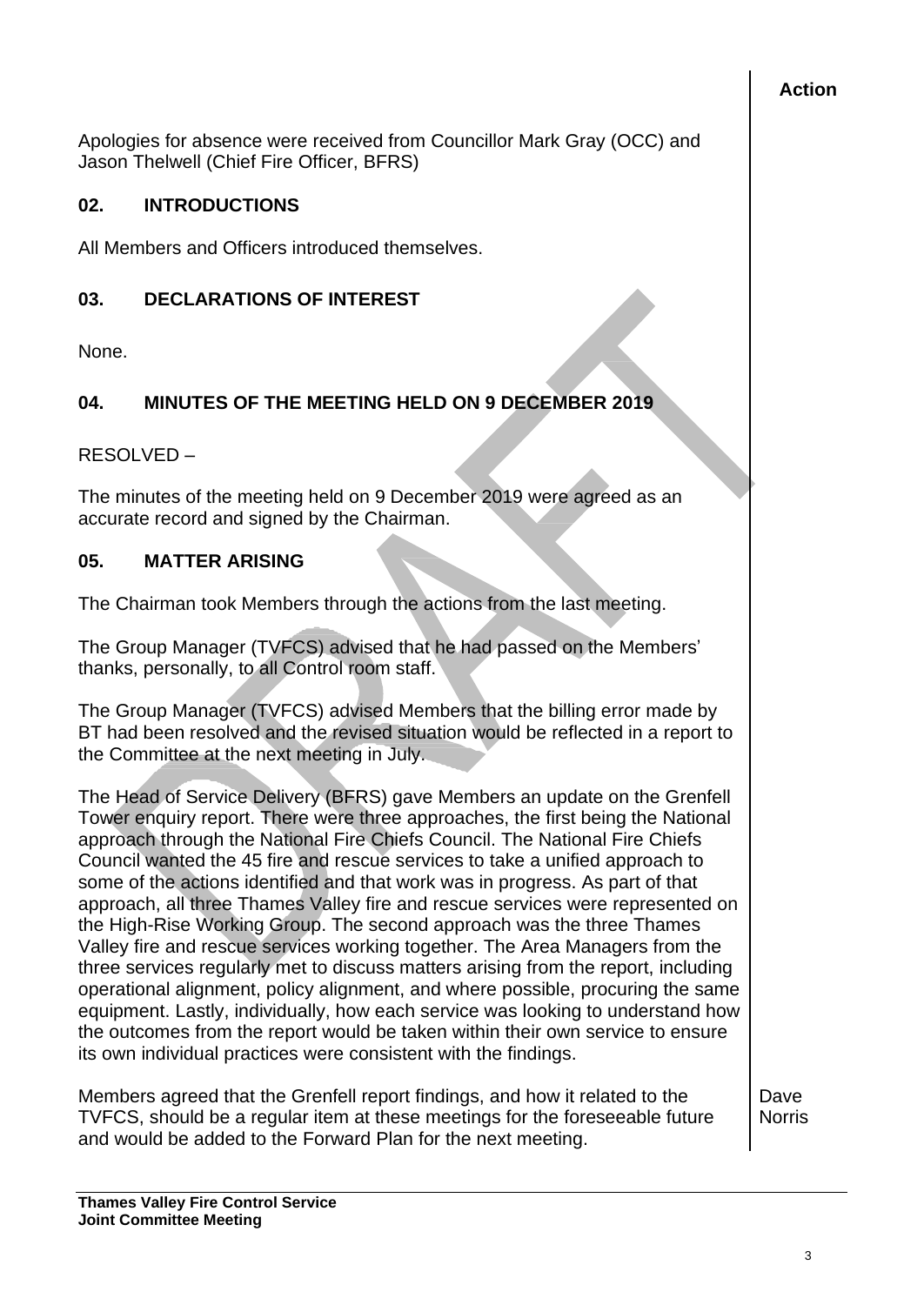**Action**

Apologies for absence were received from Councillor Mark Gray (OCC) and Jason Thelwell (Chief Fire Officer, BFRS)

## 02. INTRODUCTIONS

All Members and Officers introduced themselves.

## 03. DECLARATIONS OF INTEREST

None.

## 04. MINUTES OF THE MEETING HELD ON 9 DECEMBER 2019

RESOLVED –

The minutes of the meeting held on 9 December 2019 were agreed as an accurate record and signed by the Chairman.

## 05. MATTER ARISING

The Chairman took Members through the actions from the last meeting.

The Group Manager (TVFCS) advised that he had passed on the Members' thanks, personally, to all Control room staff.

The Group Manager (TVFCS) advised Members that the billing error made by BT had been resolved and the revised situation would be reflected in a report to the Committee at the next meeting in July.

The Head of Service Delivery (BFRS) gave Members an update on the Grenfell Tower enquiry report. There were three approaches, the first being the National approach through the National Fire Chiefs Council. The National Fire Chiefs Council wanted the 45 fire and rescue services to take a unified approach to some of the actions identified and that work was in progress. As part of that approach, all three Thames Valley fire and rescue services were represented on the High-Rise Working Group. The second approach was the three Thames Valley fire and rescue services working together. The Area Managers from the three services regularly met to discuss matters arising from the report, including operational alignment, policy alignment, and where possible, procuring the same equipment. Lastly, individually, how each service was looking to understand how the outcomes from the report would be taken within their own service to ensure its own individual practices were consistent with the findings.

Members agreed that the Grenfell report findings, and how it related to the TVFCS, should be a regular item at these meetings for the foreseeable future and would be added to the Forward Plan for the next meeting. — **Action: Dave Norris**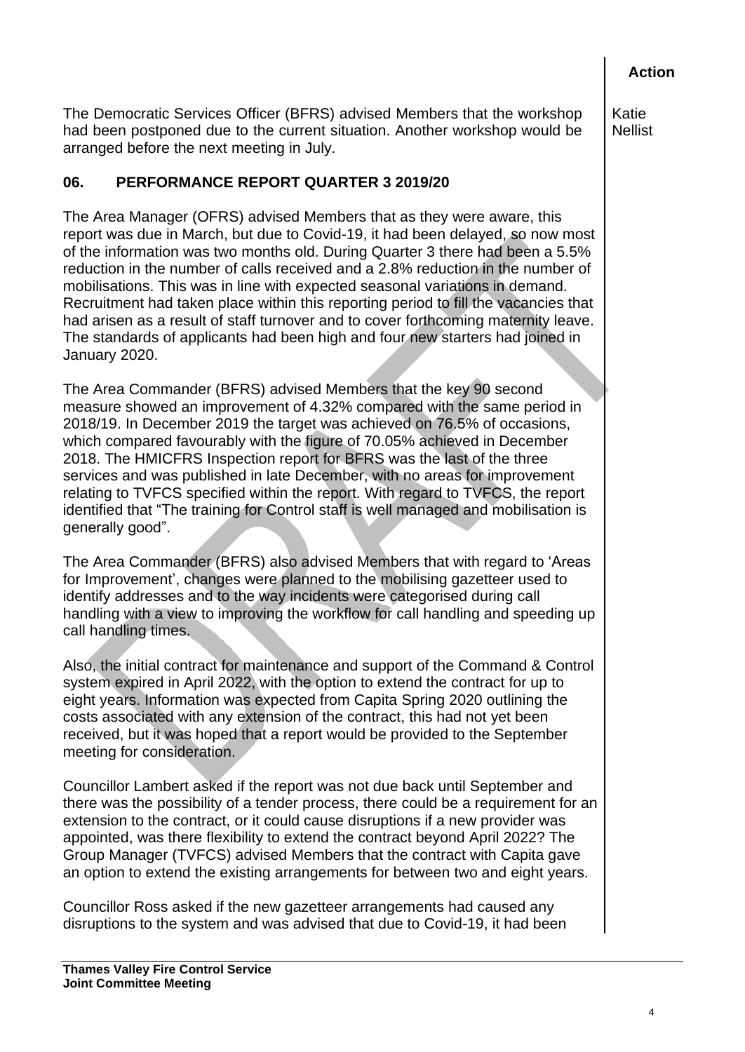**Action**

The Democratic Services Officer (BFRS) advised Members that the workshop had been postponed due to the current situation. Another workshop would be arranged before the next meeting in July.

Katie Nellist

## 06. PERFORMANCE REPORT QUARTER 3 2019/20

The Area Manager (OFRS) advised Members that as they were aware, this report was due in March, but due to Covid-19, it had been delayed, so now most of the information was two months old. During Quarter 3 there had been a 5.5% reduction in the number of calls received and a 2.8% reduction in the number of mobilisations. This was in line with expected seasonal variations in demand. Recruitment had taken place within this reporting period to fill the vacancies that had arisen as a result of staff turnover and to cover forthcoming maternity leave. The standards of applicants had been high and four new starters had joined in January 2020.

The Area Commander (BFRS) advised Members that the key 90 second measure showed an improvement of 4.32% compared with the same period in 2018/19. In December 2019 the target was achieved on 76.5% of occasions, which compared favourably with the figure of 70.05% achieved in December 2018. The HMICFRS Inspection report for BFRS was the last of the three services and was published in late December, with no areas for improvement relating to TVFCS specified within the report. With regard to TVFCS, the report identified that "The training for Control staff is well managed and mobilisation is generally good".

The Area Commander (BFRS) also advised Members that with regard to 'Areas for Improvement', changes were planned to the mobilising gazetteer used to identify addresses and to the way incidents were categorised during call handling with a view to improving the workflow for call handling and speeding up call handling times.

Also, the initial contract for maintenance and support of the Command & Control system expired in April 2022, with the option to extend the contract for up to eight years. Information was expected from Capita Spring 2020 outlining the costs associated with any extension of the contract, this had not yet been received, but it was hoped that a report would be provided to the September meeting for consideration.

Councillor Lambert asked if the report was not due back until September and there was the possibility of a tender process, there could be a requirement for an extension to the contract, or it could cause disruptions if a new provider was appointed, was there flexibility to extend the contract beyond April 2022? The Group Manager (TVFCS) advised Members that the contract with Capita gave an option to extend the existing arrangements for between two and eight years.

Councillor Ross asked if the new gazetteer arrangements had caused any disruptions to the system and was advised that due to Covid-19, it had been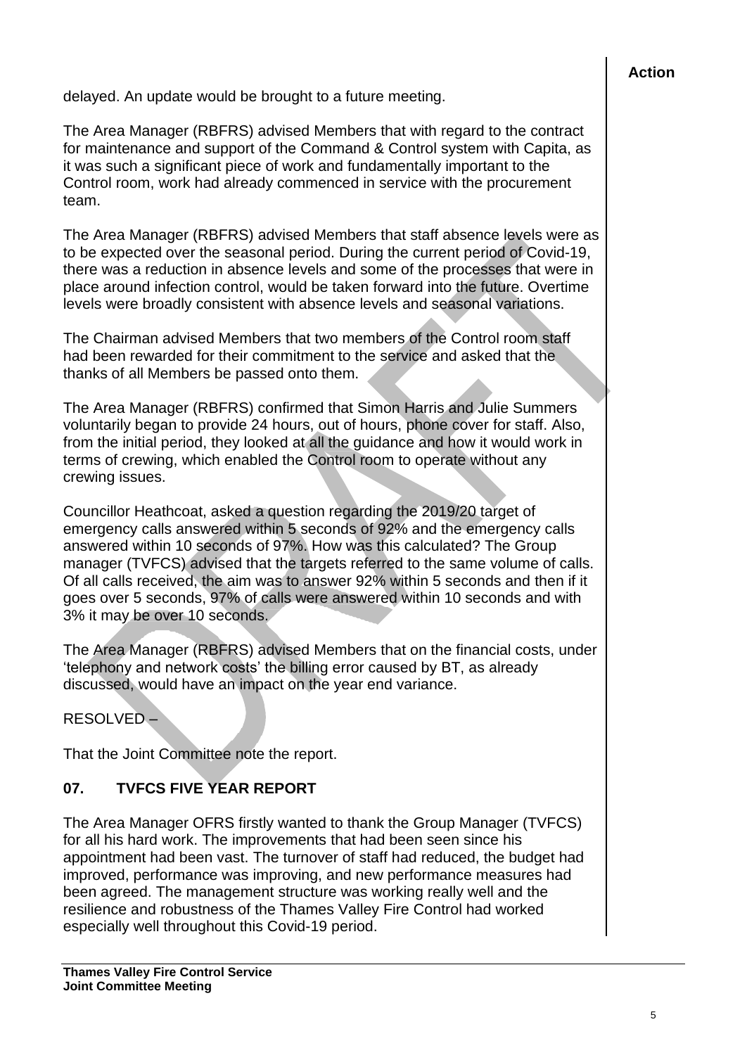**Action**

delayed. An update would be brought to a future meeting.

The Area Manager (RBFRS) advised Members that with regard to the contract for maintenance and support of the Command & Control system with Capita, as it was such a significant piece of work and fundamentally important to the Control room, work had already commenced in service with the procurement team.

The Area Manager (RBFRS) advised Members that staff absence levels were as to be expected over the seasonal period. During the current period of Covid-19, there was a reduction in absence levels and some of the processes that were in place around infection control, would be taken forward into the future. Overtime levels were broadly consistent with absence levels and seasonal variations.

The Chairman advised Members that two members of the Control room staff had been rewarded for their commitment to the service and asked that the thanks of all Members be passed onto them.

The Area Manager (RBFRS) confirmed that Simon Harris and Julie Summers voluntarily began to provide 24 hours, out of hours, phone cover for staff. Also, from the initial period, they looked at all the guidance and how it would work in terms of crewing, which enabled the Control room to operate without any crewing issues.

Councillor Heathcoat, asked a question regarding the 2019/20 target of emergency calls answered within 5 seconds of 92% and the emergency calls answered within 10 seconds of 97%. How was this calculated? The Group manager (TVFCS) advised that the targets referred to the same volume of calls. Of all calls received, the aim was to answer 92% within 5 seconds and then if it goes over 5 seconds, 97% of calls were answered within 10 seconds and with 3% it may be over 10 seconds.

The Area Manager (RBFRS) advised Members that on the financial costs, under 'telephony and network costs' the billing error caused by BT, as already discussed, would have an impact on the year end variance.

RESOLVED –

That the Joint Committee note the report.

## 07. TVFCS FIVE YEAR REPORT

The Area Manager OFRS firstly wanted to thank the Group Manager (TVFCS) for all his hard work. The improvements that had been seen since his appointment had been vast. The turnover of staff had reduced, the budget had improved, performance was improving, and new performance measures had been agreed. The management structure was working really well and the resilience and robustness of the Thames Valley Fire Control had worked especially well throughout this Covid-19 period.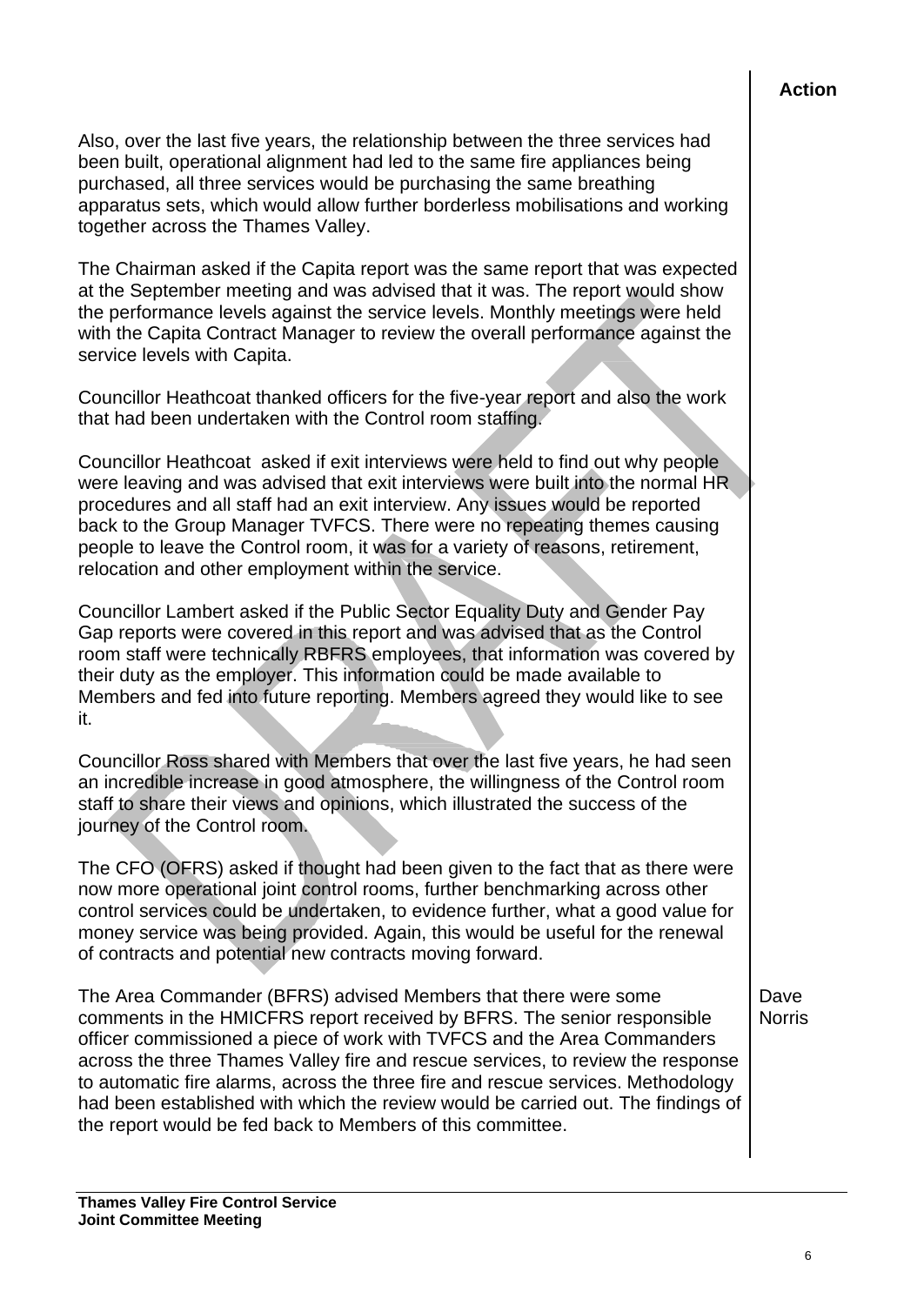**Action**

Also, over the last five years, the relationship between the three services had been built, operational alignment had led to the same fire appliances being purchased, all three services would be purchasing the same breathing apparatus sets, which would allow further borderless mobilisations and working together across the Thames Valley.

The Chairman asked if the Capita report was the same report that was expected at the September meeting and was advised that it was. The report would show the performance levels against the service levels. Monthly meetings were held with the Capita Contract Manager to review the overall performance against the service levels with Capita.

Councillor Heathcoat thanked officers for the five-year report and also the work that had been undertaken with the Control room staffing.

Councillor Heathcoat asked if exit interviews were held to find out why people were leaving and was advised that exit interviews were built into the normal HR procedures and all staff had an exit interview. Any issues would be reported back to the Group Manager TVFCS. There were no repeating themes causing people to leave the Control room, it was for a variety of reasons, retirement, relocation and other employment within the service.

Councillor Lambert asked if the Public Sector Equality Duty and Gender Pay Gap reports were covered in this report and was advised that as the Control room staff were technically RBFRS employees, that information was covered by their duty as the employer. This information could be made available to Members and fed into future reporting. Members agreed they would like to see it.

Councillor Ross shared with Members that over the last five years, he had seen an incredible increase in good atmosphere, the willingness of the Control room staff to share their views and opinions, which illustrated the success of the journey of the Control room.

The CFO (OFRS) asked if thought had been given to the fact that as there were now more operational joint control rooms, further benchmarking across other control services could be undertaken, to evidence further, what a good value for money service was being provided. Again, this would be useful for the renewal of contracts and potential new contracts moving forward.

The Area Commander (BFRS) advised Members that there were some comments in the HMICFRS report received by BFRS. The senior responsible officer commissioned a piece of work with TVFCS and the Area Commanders across the three Thames Valley fire and rescue services, to review the response to automatic fire alarms, across the three fire and rescue services. Methodology had been established with which the review would be carried out. The findings of the report would be fed back to Members of this committee. — **Action: Dave Norris**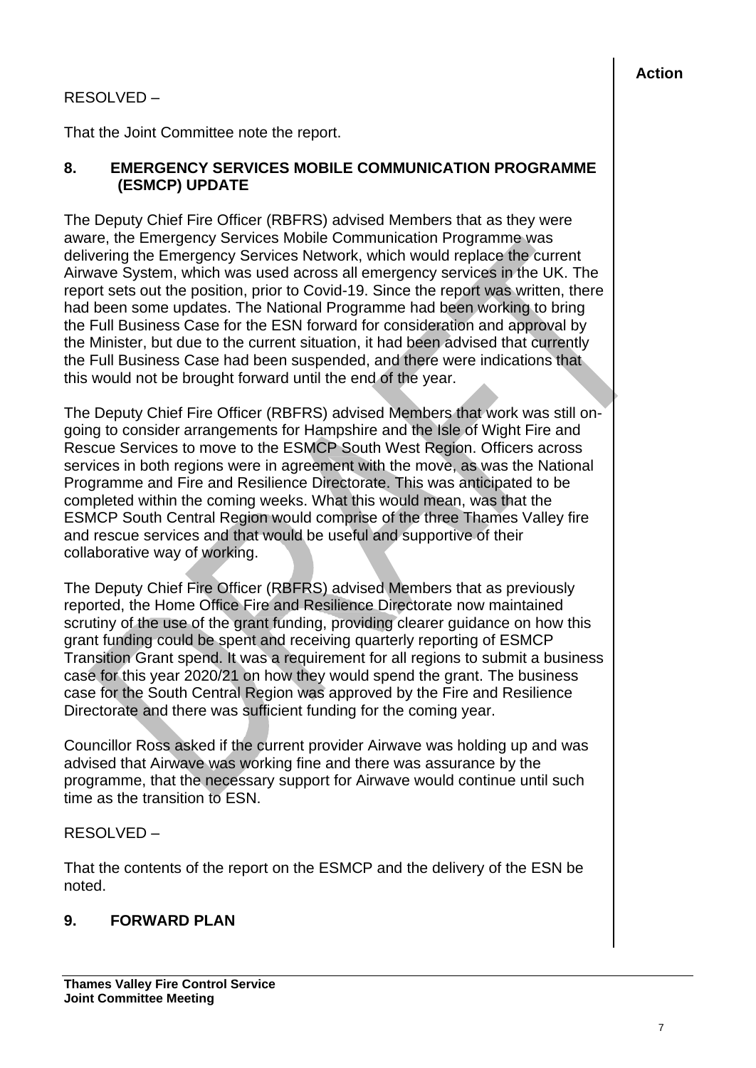**Action**

RESOLVED –

That the Joint Committee note the report.

## 8. EMERGENCY SERVICES MOBILE COMMUNICATION PROGRAMME (ESMCP) UPDATE

The Deputy Chief Fire Officer (RBFRS) advised Members that as they were aware, the Emergency Services Mobile Communication Programme was delivering the Emergency Services Network, which would replace the current Airwave System, which was used across all emergency services in the UK. The report sets out the position, prior to Covid-19. Since the report was written, there had been some updates. The National Programme had been working to bring the Full Business Case for the ESN forward for consideration and approval by the Minister, but due to the current situation, it had been advised that currently the Full Business Case had been suspended, and there were indications that this would not be brought forward until the end of the year.

The Deputy Chief Fire Officer (RBFRS) advised Members that work was still on-going to consider arrangements for Hampshire and the Isle of Wight Fire and Rescue Services to move to the ESMCP South West Region. Officers across services in both regions were in agreement with the move, as was the National Programme and Fire and Resilience Directorate. This was anticipated to be completed within the coming weeks. What this would mean, was that the ESMCP South Central Region would comprise of the three Thames Valley fire and rescue services and that would be useful and supportive of their collaborative way of working.

The Deputy Chief Fire Officer (RBFRS) advised Members that as previously reported, the Home Office Fire and Resilience Directorate now maintained scrutiny of the use of the grant funding, providing clearer guidance on how this grant funding could be spent and receiving quarterly reporting of ESMCP Transition Grant spend. It was a requirement for all regions to submit a business case for this year 2020/21 on how they would spend the grant. The business case for the South Central Region was approved by the Fire and Resilience Directorate and there was sufficient funding for the coming year.

Councillor Ross asked if the current provider Airwave was holding up and was advised that Airwave was working fine and there was assurance by the programme, that the necessary support for Airwave would continue until such time as the transition to ESN.

RESOLVED –

That the contents of the report on the ESMCP and the delivery of the ESN be noted.

## 9. FORWARD PLAN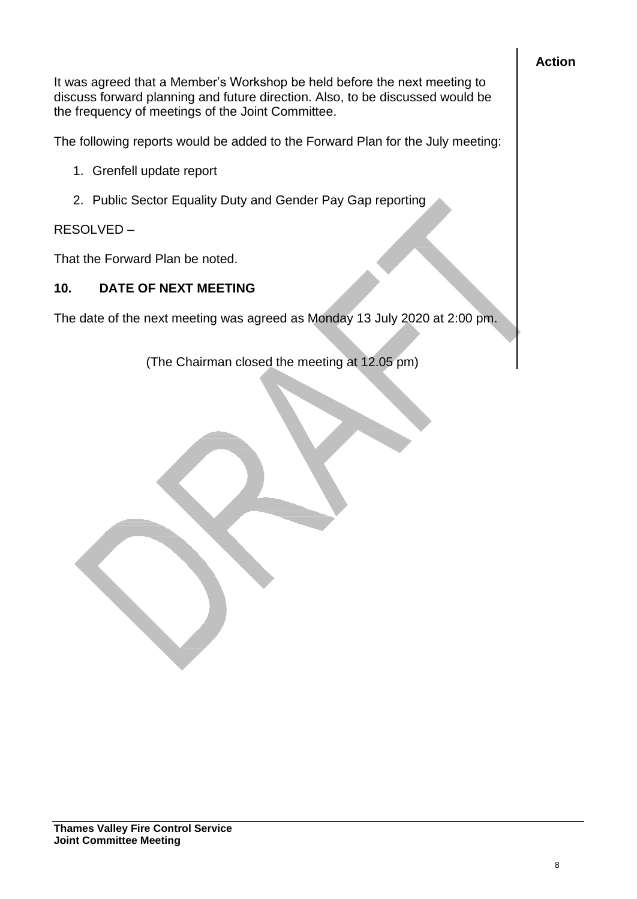**Action**

It was agreed that a Member's Workshop be held before the next meeting to discuss forward planning and future direction. Also, to be discussed would be the frequency of meetings of the Joint Committee.

The following reports would be added to the Forward Plan for the July meeting:

1. Grenfell update report
2. Public Sector Equality Duty and Gender Pay Gap reporting

RESOLVED –

That the Forward Plan be noted.

## 10. DATE OF NEXT MEETING

The date of the next meeting was agreed as Monday 13 July 2020 at 2:00 pm.

(The Chairman closed the meeting at 12.05 pm)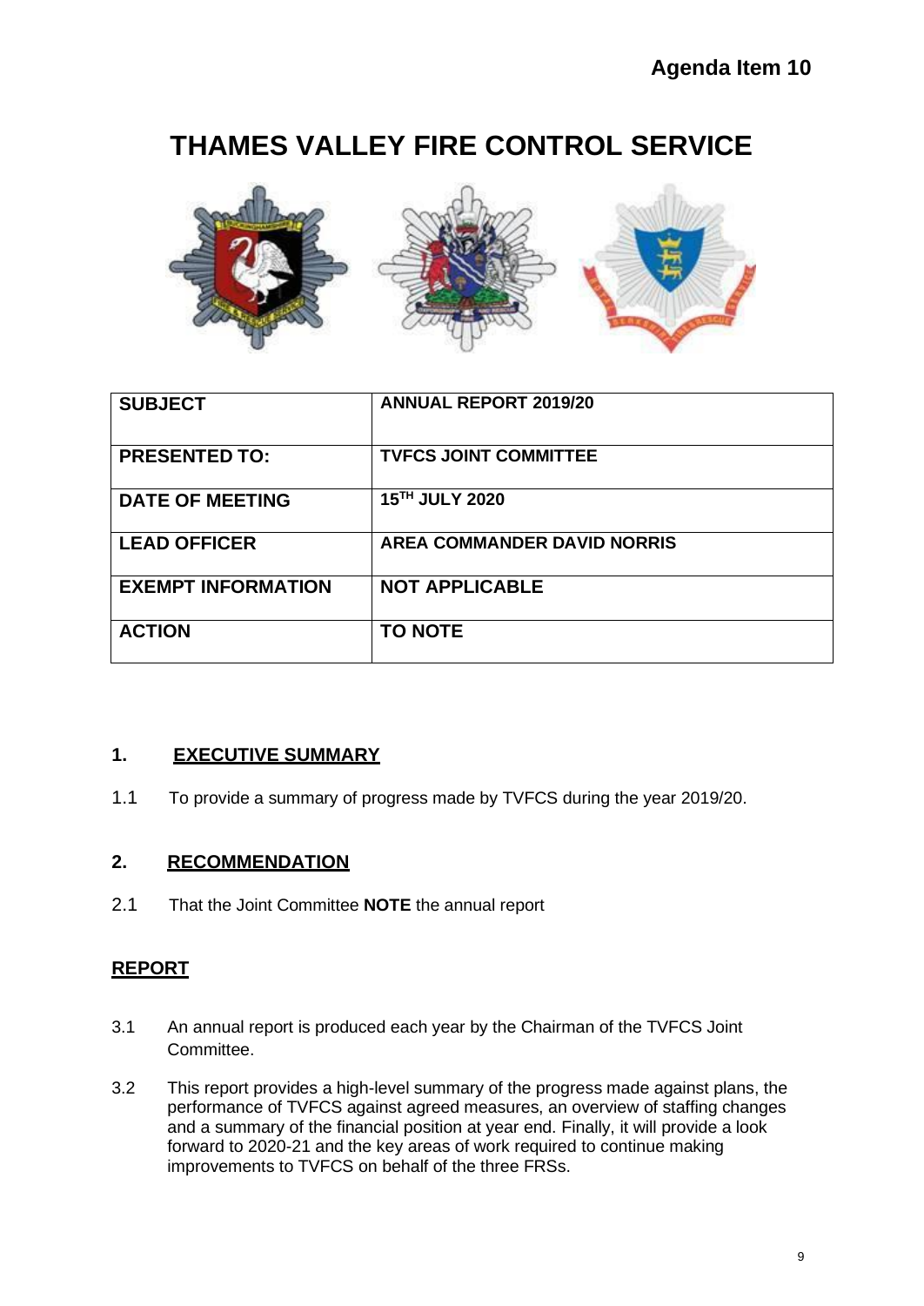Agenda Item 10

# THAMES VALLEY FIRE CONTROL SERVICE

| SUBJECT | ANNUAL REPORT 2019/20 |
|---|---|
| PRESENTED TO: | TVFCS JOINT COMMITTEE |
| DATE OF MEETING | 15TH JULY 2020 |
| LEAD OFFICER | AREA COMMANDER DAVID NORRIS |
| EXEMPT INFORMATION | NOT APPLICABLE |
| ACTION | TO NOTE |

## 1. EXECUTIVE SUMMARY

1.1 To provide a summary of progress made by TVFCS during the year 2019/20.

## 2. RECOMMENDATION

2.1 That the Joint Committee **NOTE** the annual report

## REPORT

3.1 An annual report is produced each year by the Chairman of the TVFCS Joint Committee.

3.2 This report provides a high-level summary of the progress made against plans, the performance of TVFCS against agreed measures, an overview of staffing changes and a summary of the financial position at year end. Finally, it will provide a look forward to 2020-21 and the key areas of work required to continue making improvements to TVFCS on behalf of the three FRSs.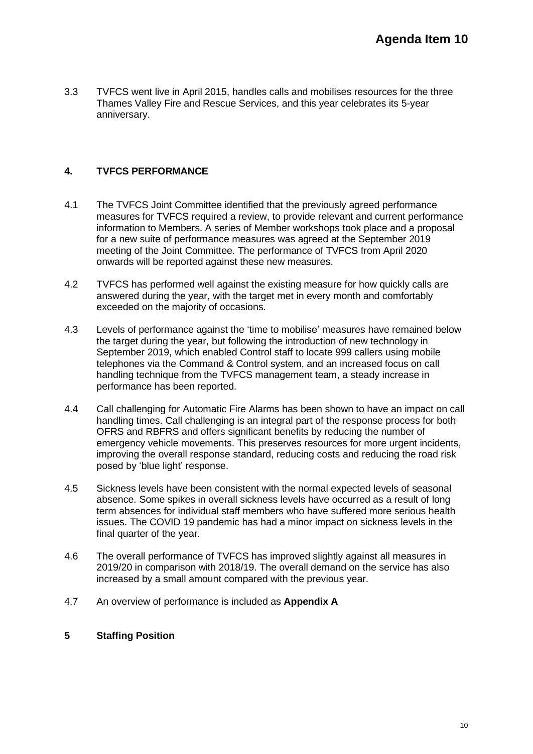# Agenda Item 10

3.3 TVFCS went live in April 2015, handles calls and mobilises resources for the three Thames Valley Fire and Rescue Services, and this year celebrates its 5-year anniversary.

## 4. TVFCS PERFORMANCE

4.1 The TVFCS Joint Committee identified that the previously agreed performance measures for TVFCS required a review, to provide relevant and current performance information to Members. A series of Member workshops took place and a proposal for a new suite of performance measures was agreed at the September 2019 meeting of the Joint Committee. The performance of TVFCS from April 2020 onwards will be reported against these new measures.

4.2 TVFCS has performed well against the existing measure for how quickly calls are answered during the year, with the target met in every month and comfortably exceeded on the majority of occasions.

4.3 Levels of performance against the 'time to mobilise' measures have remained below the target during the year, but following the introduction of new technology in September 2019, which enabled Control staff to locate 999 callers using mobile telephones via the Command & Control system, and an increased focus on call handling technique from the TVFCS management team, a steady increase in performance has been reported.

4.4 Call challenging for Automatic Fire Alarms has been shown to have an impact on call handling times. Call challenging is an integral part of the response process for both OFRS and RBFRS and offers significant benefits by reducing the number of emergency vehicle movements. This preserves resources for more urgent incidents, improving the overall response standard, reducing costs and reducing the road risk posed by 'blue light' response.

4.5 Sickness levels have been consistent with the normal expected levels of seasonal absence. Some spikes in overall sickness levels have occurred as a result of long term absences for individual staff members who have suffered more serious health issues. The COVID 19 pandemic has had a minor impact on sickness levels in the final quarter of the year.

4.6 The overall performance of TVFCS has improved slightly against all measures in 2019/20 in comparison with 2018/19. The overall demand on the service has also increased by a small amount compared with the previous year.

4.7 An overview of performance is included as **Appendix A**

## 5 Staffing Position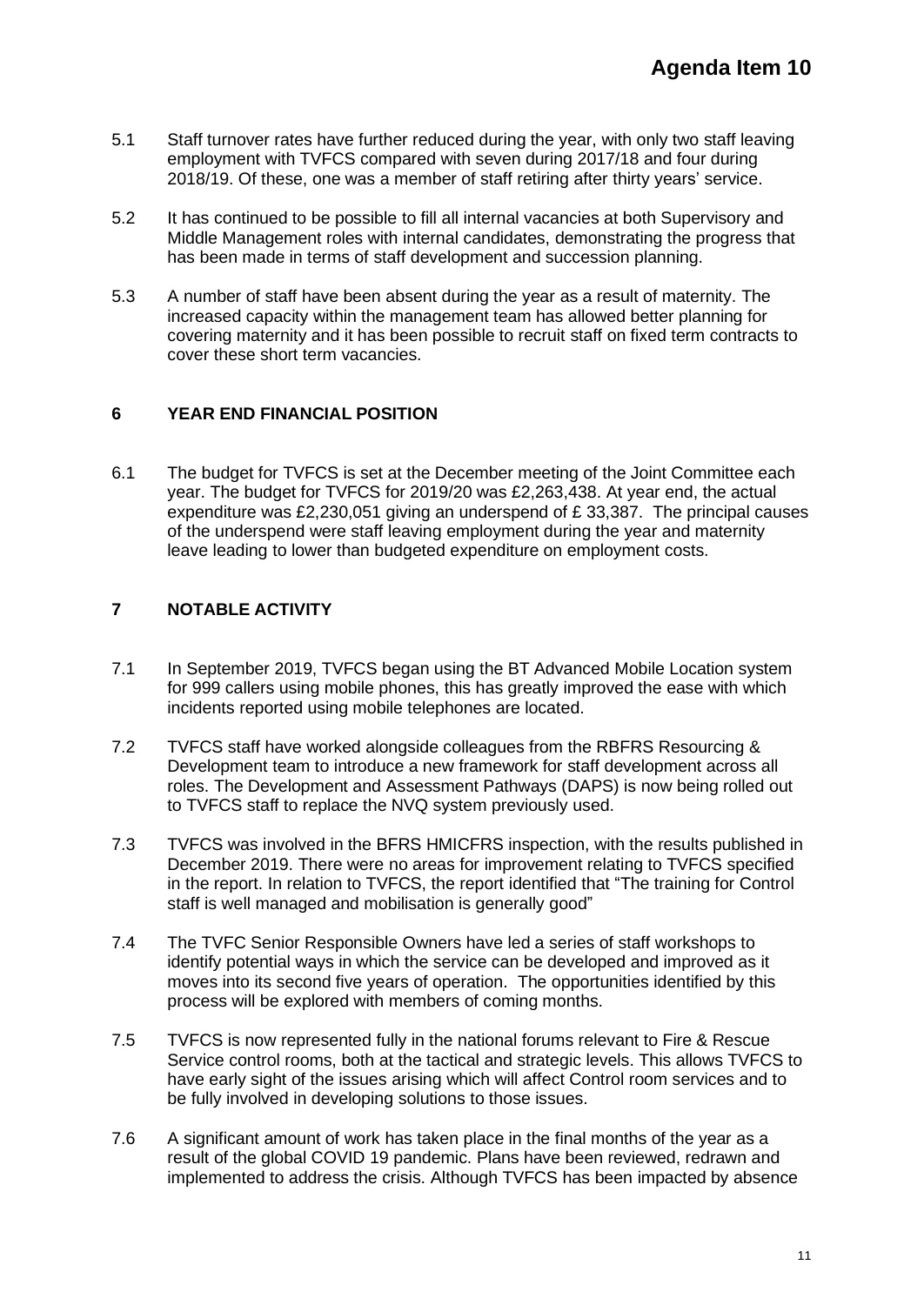5.1 Staff turnover rates have further reduced during the year, with only two staff leaving employment with TVFCS compared with seven during 2017/18 and four during 2018/19. Of these, one was a member of staff retiring after thirty years' service.

5.2 It has continued to be possible to fill all internal vacancies at both Supervisory and Middle Management roles with internal candidates, demonstrating the progress that has been made in terms of staff development and succession planning.

5.3 A number of staff have been absent during the year as a result of maternity. The increased capacity within the management team has allowed better planning for covering maternity and it has been possible to recruit staff on fixed term contracts to cover these short term vacancies.

## 6 YEAR END FINANCIAL POSITION

6.1 The budget for TVFCS is set at the December meeting of the Joint Committee each year. The budget for TVFCS for 2019/20 was £2,263,438. At year end, the actual expenditure was £2,230,051 giving an underspend of £ 33,387. The principal causes of the underspend were staff leaving employment during the year and maternity leave leading to lower than budgeted expenditure on employment costs.

## 7 NOTABLE ACTIVITY

7.1 In September 2019, TVFCS began using the BT Advanced Mobile Location system for 999 callers using mobile phones, this has greatly improved the ease with which incidents reported using mobile telephones are located.

7.2 TVFCS staff have worked alongside colleagues from the RBFRS Resourcing & Development team to introduce a new framework for staff development across all roles. The Development and Assessment Pathways (DAPS) is now being rolled out to TVFCS staff to replace the NVQ system previously used.

7.3 TVFCS was involved in the BFRS HMICFRS inspection, with the results published in December 2019. There were no areas for improvement relating to TVFCS specified in the report. In relation to TVFCS, the report identified that "The training for Control staff is well managed and mobilisation is generally good"

7.4 The TVFC Senior Responsible Owners have led a series of staff workshops to identify potential ways in which the service can be developed and improved as it moves into its second five years of operation. The opportunities identified by this process will be explored with members of coming months.

7.5 TVFCS is now represented fully in the national forums relevant to Fire & Rescue Service control rooms, both at the tactical and strategic levels. This allows TVFCS to have early sight of the issues arising which will affect Control room services and to be fully involved in developing solutions to those issues.

7.6 A significant amount of work has taken place in the final months of the year as a result of the global COVID 19 pandemic. Plans have been reviewed, redrawn and implemented to address the crisis. Although TVFCS has been impacted by absence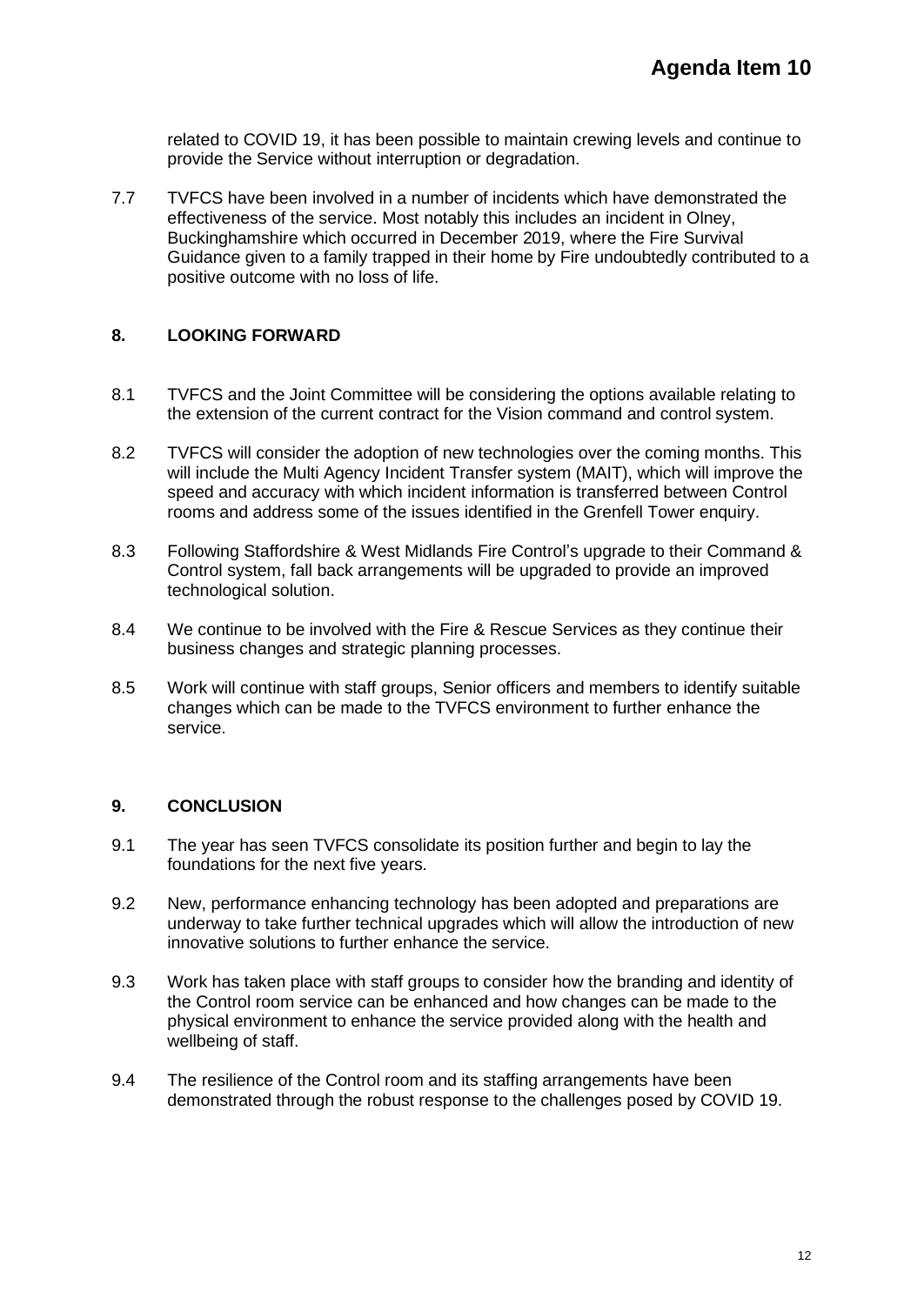related to COVID 19, it has been possible to maintain crewing levels and continue to provide the Service without interruption or degradation.

7.7 TVFCS have been involved in a number of incidents which have demonstrated the effectiveness of the service. Most notably this includes an incident in Olney, Buckinghamshire which occurred in December 2019, where the Fire Survival Guidance given to a family trapped in their home by Fire undoubtedly contributed to a positive outcome with no loss of life.

## 8. LOOKING FORWARD

8.1 TVFCS and the Joint Committee will be considering the options available relating to the extension of the current contract for the Vision command and control system.

8.2 TVFCS will consider the adoption of new technologies over the coming months. This will include the Multi Agency Incident Transfer system (MAIT), which will improve the speed and accuracy with which incident information is transferred between Control rooms and address some of the issues identified in the Grenfell Tower enquiry.

8.3 Following Staffordshire & West Midlands Fire Control's upgrade to their Command & Control system, fall back arrangements will be upgraded to provide an improved technological solution.

8.4 We continue to be involved with the Fire & Rescue Services as they continue their business changes and strategic planning processes.

8.5 Work will continue with staff groups, Senior officers and members to identify suitable changes which can be made to the TVFCS environment to further enhance the service.

## 9. CONCLUSION

9.1 The year has seen TVFCS consolidate its position further and begin to lay the foundations for the next five years.

9.2 New, performance enhancing technology has been adopted and preparations are underway to take further technical upgrades which will allow the introduction of new innovative solutions to further enhance the service.

9.3 Work has taken place with staff groups to consider how the branding and identity of the Control room service can be enhanced and how changes can be made to the physical environment to enhance the service provided along with the health and wellbeing of staff.

9.4 The resilience of the Control room and its staffing arrangements have been demonstrated through the robust response to the challenges posed by COVID 19.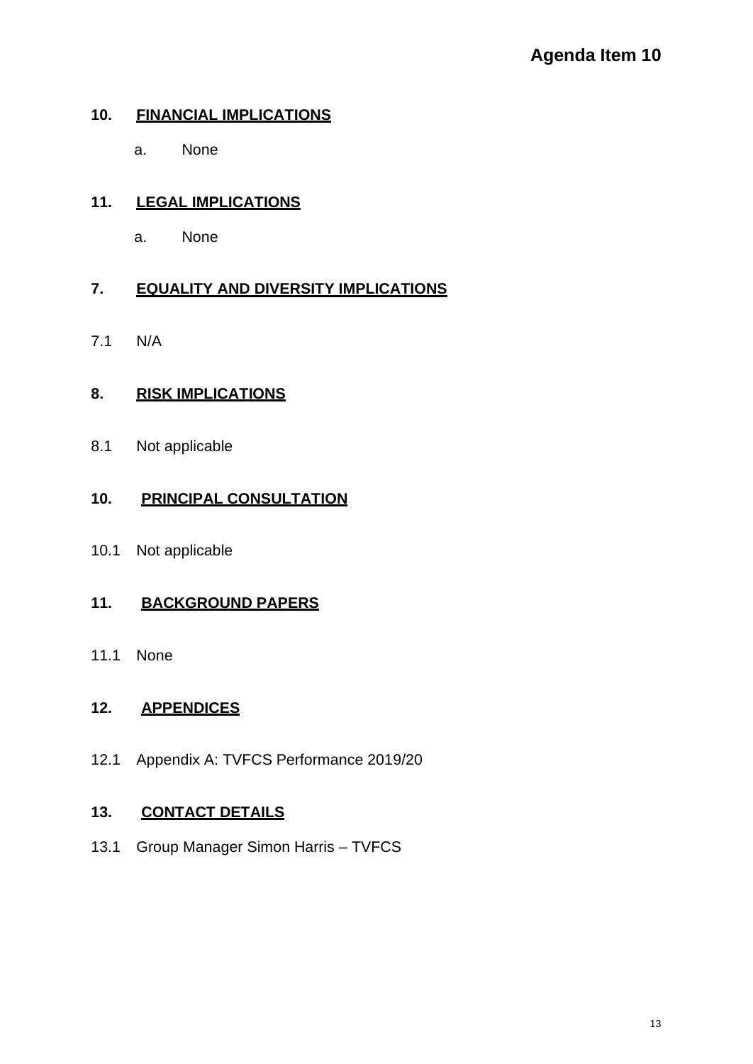**Agenda Item 10**

## 10. FINANCIAL IMPLICATIONS

a. None

## 11. LEGAL IMPLICATIONS

a. None

## 7. EQUALITY AND DIVERSITY IMPLICATIONS

7.1 N/A

## 8. RISK IMPLICATIONS

8.1 Not applicable

## 10. PRINCIPAL CONSULTATION

10.1 Not applicable

## 11. BACKGROUND PAPERS

11.1 None

## 12. APPENDICES

12.1 Appendix A: TVFCS Performance 2019/20

## 13. CONTACT DETAILS

13.1 Group Manager Simon Harris – TVFCS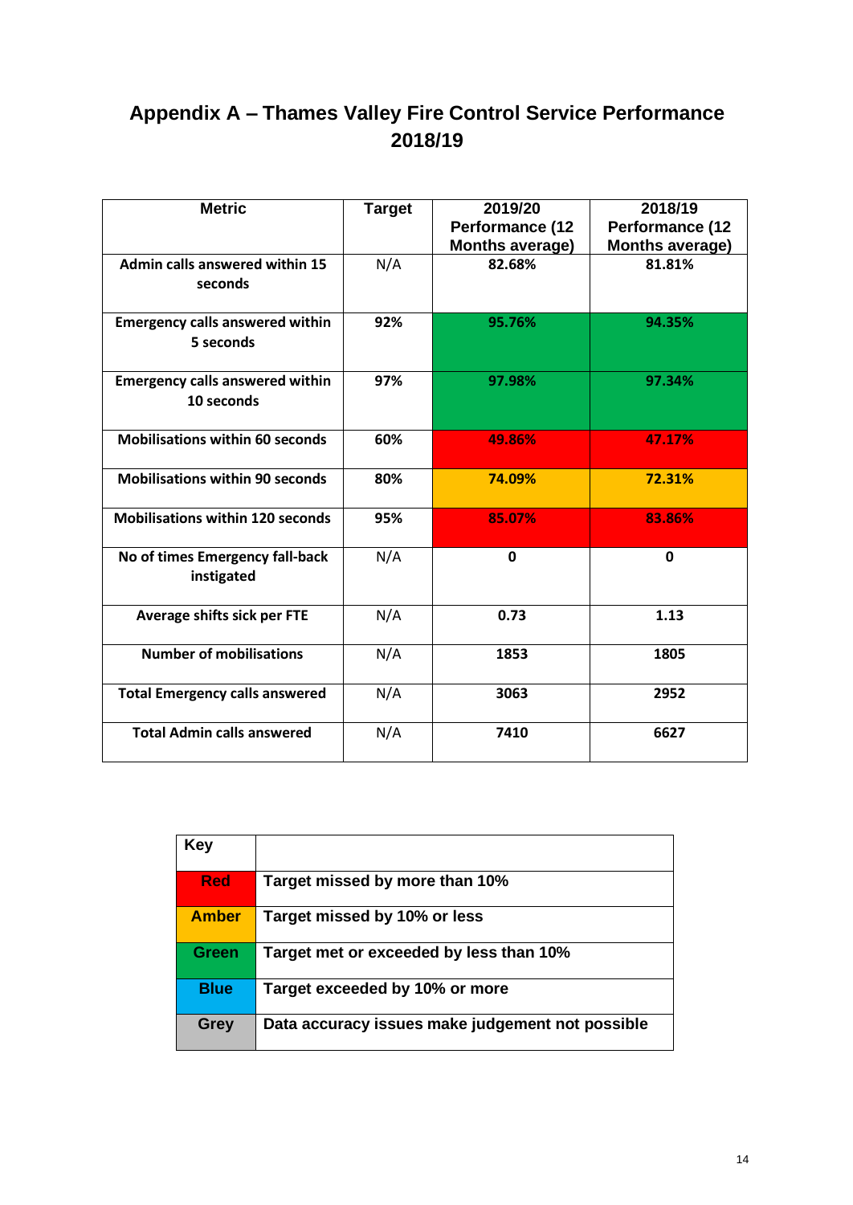# Appendix A – Thames Valley Fire Control Service Performance 2018/19

| Metric | Target | 2019/20 Performance (12 Months average) | 2018/19 Performance (12 Months average) |
|---|---|---|---|
| Admin calls answered within 15 seconds | N/A | 82.68% | 81.81% |
| Emergency calls answered within 5 seconds | 92% | 95.76% | 94.35% |
| Emergency calls answered within 10 seconds | 97% | 97.98% | 97.34% |
| Mobilisations within 60 seconds | 60% | 49.86% | 47.17% |
| Mobilisations within 90 seconds | 80% | 74.09% | 72.31% |
| Mobilisations within 120 seconds | 95% | 85.07% | 83.86% |
| No of times Emergency fall-back instigated | N/A | 0 | 0 |
| Average shifts sick per FTE | N/A | 0.73 | 1.13 |
| Number of mobilisations | N/A | 1853 | 1805 |
| Total Emergency calls answered | N/A | 3063 | 2952 |
| Total Admin calls answered | N/A | 7410 | 6627 |

| Key | |
|---|---|
| Red | Target missed by more than 10% |
| Amber | Target missed by 10% or less |
| Green | Target met or exceeded by less than 10% |
| Blue | Target exceeded by 10% or more |
| Grey | Data accuracy issues make judgement not possible |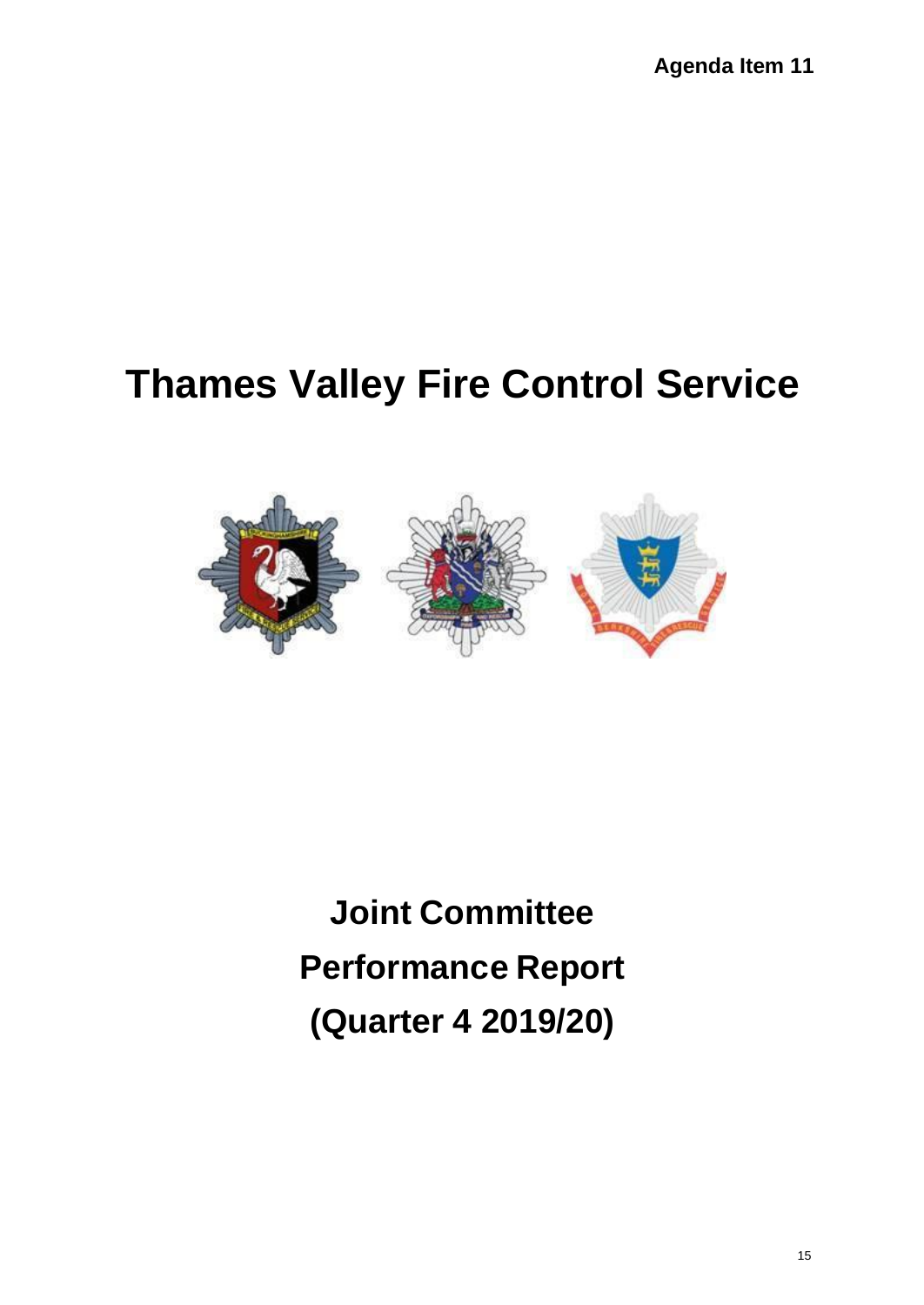Agenda Item 11

# Thames Valley Fire Control Service

# Joint Committee Performance Report (Quarter 4 2019/20)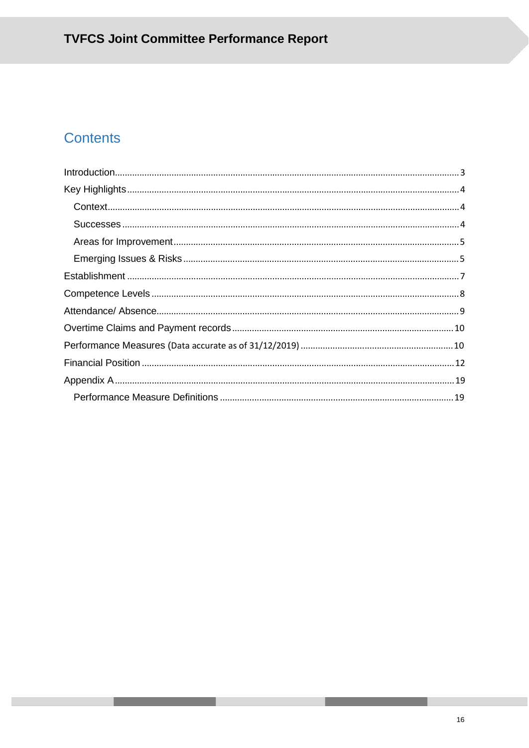## Contents

- Introduction ... 3
- Key Highlights ... 4
  - Context ... 4
  - Successes ... 4
  - Areas for Improvement ... 5
  - Emerging Issues & Risks ... 5
- Establishment ... 7
- Competence Levels ... 8
- Attendance/ Absence ... 9
- Overtime Claims and Payment records ... 10
- Performance Measures (Data accurate as of 31/12/2019) ... 10
- Financial Position ... 12
- Appendix A ... 19
  - Performance Measure Definitions ... 19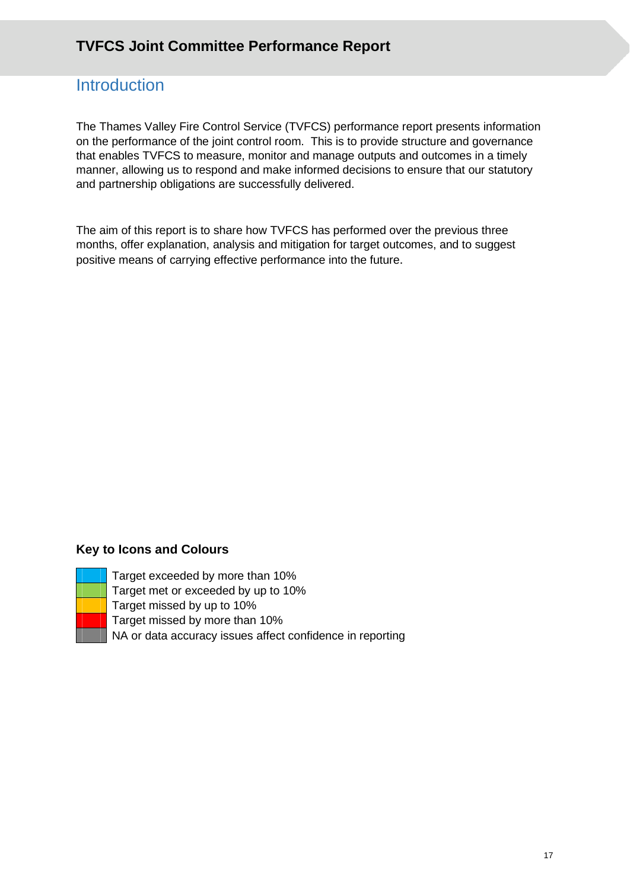# TVFCS Joint Committee Performance Report

## Introduction

The Thames Valley Fire Control Service (TVFCS) performance report presents information on the performance of the joint control room. This is to provide structure and governance that enables TVFCS to measure, monitor and manage outputs and outcomes in a timely manner, allowing us to respond and make informed decisions to ensure that our statutory and partnership obligations are successfully delivered.

The aim of this report is to share how TVFCS has performed over the previous three months, offer explanation, analysis and mitigation for target outcomes, and to suggest positive means of carrying effective performance into the future.

### Key to Icons and Colours

| Colour | Meaning |
|---|---|
| Blue | Target exceeded by more than 10% |
| Green | Target met or exceeded by up to 10% |
| Amber | Target missed by up to 10% |
| Red | Target missed by more than 10% |
| Grey | NA or data accuracy issues affect confidence in reporting |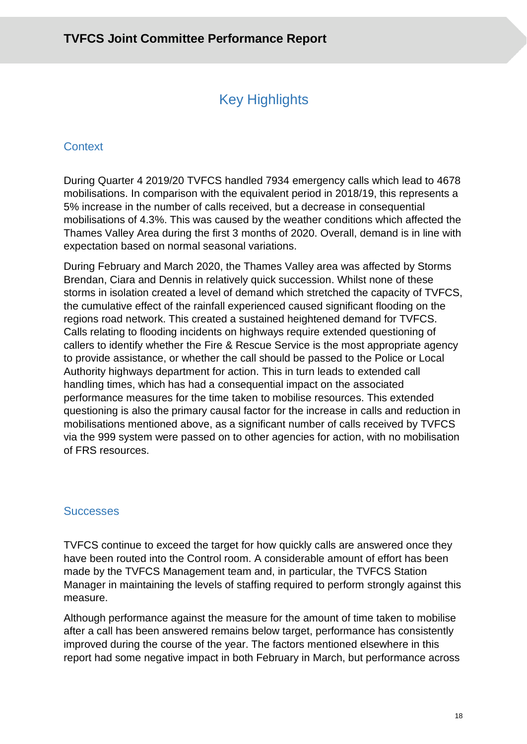# Key Highlights

## Context

During Quarter 4 2019/20 TVFCS handled 7934 emergency calls which lead to 4678 mobilisations. In comparison with the equivalent period in 2018/19, this represents a 5% increase in the number of calls received, but a decrease in consequential mobilisations of 4.3%. This was caused by the weather conditions which affected the Thames Valley Area during the first 3 months of 2020. Overall, demand is in line with expectation based on normal seasonal variations.

During February and March 2020, the Thames Valley area was affected by Storms Brendan, Ciara and Dennis in relatively quick succession. Whilst none of these storms in isolation created a level of demand which stretched the capacity of TVFCS, the cumulative effect of the rainfall experienced caused significant flooding on the regions road network. This created a sustained heightened demand for TVFCS. Calls relating to flooding incidents on highways require extended questioning of callers to identify whether the Fire & Rescue Service is the most appropriate agency to provide assistance, or whether the call should be passed to the Police or Local Authority highways department for action. This in turn leads to extended call handling times, which has had a consequential impact on the associated performance measures for the time taken to mobilise resources. This extended questioning is also the primary causal factor for the increase in calls and reduction in mobilisations mentioned above, as a significant number of calls received by TVFCS via the 999 system were passed on to other agencies for action, with no mobilisation of FRS resources.

## Successes

TVFCS continue to exceed the target for how quickly calls are answered once they have been routed into the Control room. A considerable amount of effort has been made by the TVFCS Management team and, in particular, the TVFCS Station Manager in maintaining the levels of staffing required to perform strongly against this measure.

Although performance against the measure for the amount of time taken to mobilise after a call has been answered remains below target, performance has consistently improved during the course of the year. The factors mentioned elsewhere in this report had some negative impact in both February in March, but performance across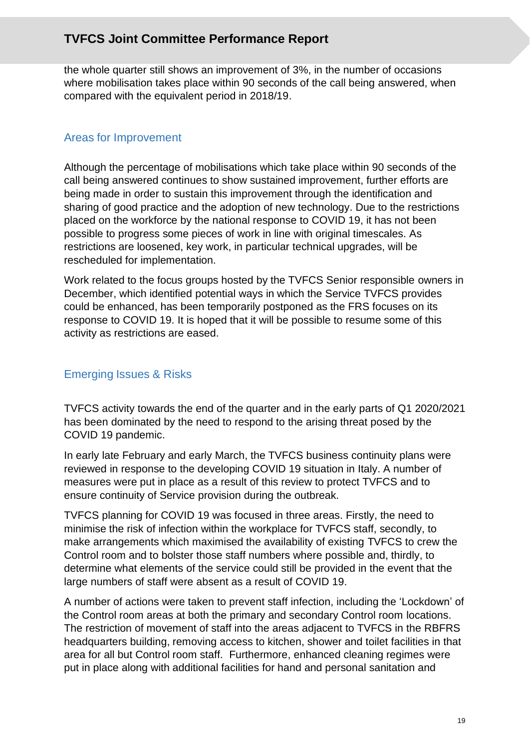the whole quarter still shows an improvement of 3%, in the number of occasions where mobilisation takes place within 90 seconds of the call being answered, when compared with the equivalent period in 2018/19.

## Areas for Improvement

Although the percentage of mobilisations which take place within 90 seconds of the call being answered continues to show sustained improvement, further efforts are being made in order to sustain this improvement through the identification and sharing of good practice and the adoption of new technology. Due to the restrictions placed on the workforce by the national response to COVID 19, it has not been possible to progress some pieces of work in line with original timescales. As restrictions are loosened, key work, in particular technical upgrades, will be rescheduled for implementation.

Work related to the focus groups hosted by the TVFCS Senior responsible owners in December, which identified potential ways in which the Service TVFCS provides could be enhanced, has been temporarily postponed as the FRS focuses on its response to COVID 19. It is hoped that it will be possible to resume some of this activity as restrictions are eased.

## Emerging Issues & Risks

TVFCS activity towards the end of the quarter and in the early parts of Q1 2020/2021 has been dominated by the need to respond to the arising threat posed by the COVID 19 pandemic.

In early late February and early March, the TVFCS business continuity plans were reviewed in response to the developing COVID 19 situation in Italy. A number of measures were put in place as a result of this review to protect TVFCS and to ensure continuity of Service provision during the outbreak.

TVFCS planning for COVID 19 was focused in three areas. Firstly, the need to minimise the risk of infection within the workplace for TVFCS staff, secondly, to make arrangements which maximised the availability of existing TVFCS to crew the Control room and to bolster those staff numbers where possible and, thirdly, to determine what elements of the service could still be provided in the event that the large numbers of staff were absent as a result of COVID 19.

A number of actions were taken to prevent staff infection, including the 'Lockdown' of the Control room areas at both the primary and secondary Control room locations. The restriction of movement of staff into the areas adjacent to TVFCS in the RBFRS headquarters building, removing access to kitchen, shower and toilet facilities in that area for all but Control room staff. Furthermore, enhanced cleaning regimes were put in place along with additional facilities for hand and personal sanitation and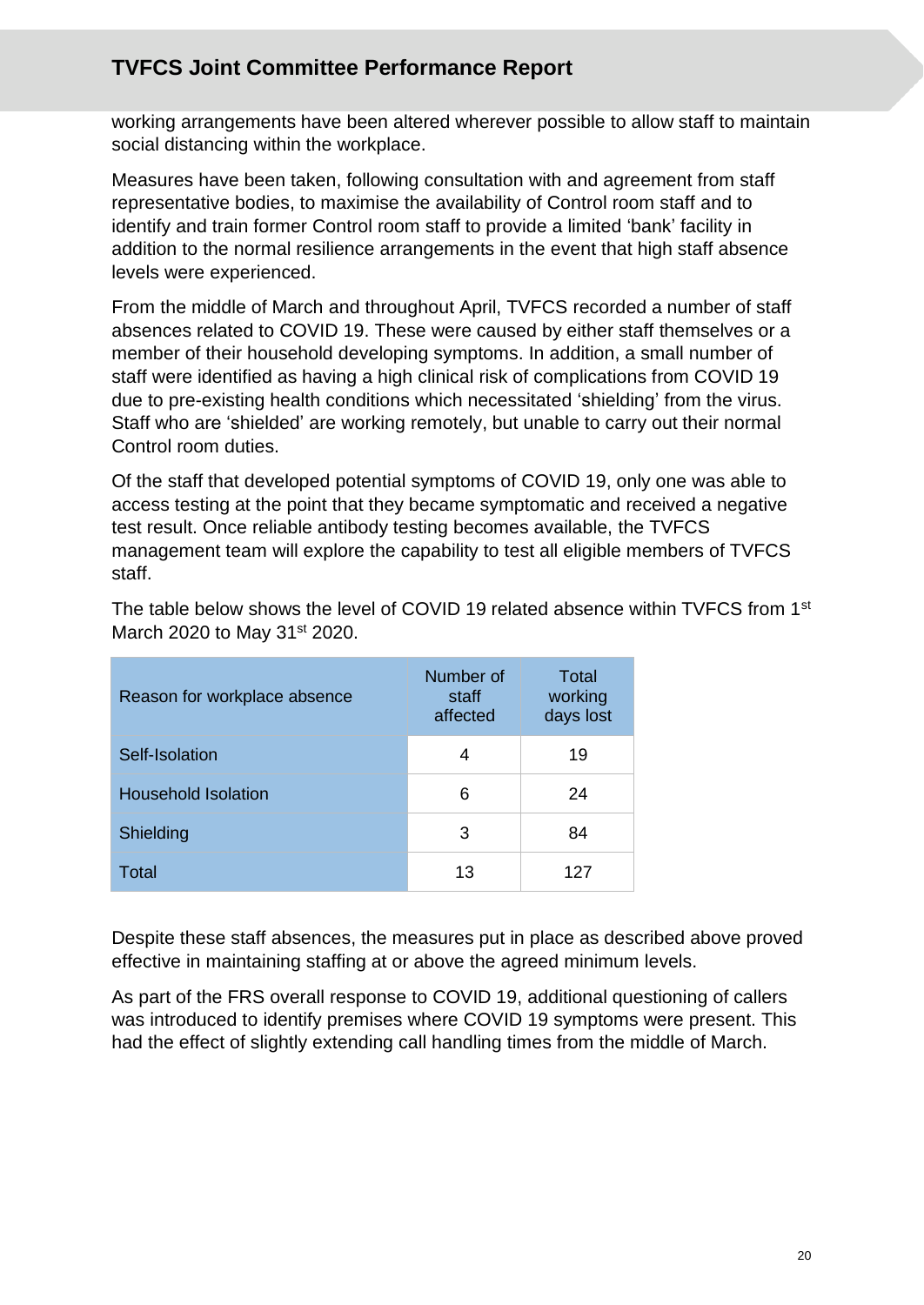working arrangements have been altered wherever possible to allow staff to maintain social distancing within the workplace.

Measures have been taken, following consultation with and agreement from staff representative bodies, to maximise the availability of Control room staff and to identify and train former Control room staff to provide a limited 'bank' facility in addition to the normal resilience arrangements in the event that high staff absence levels were experienced.

From the middle of March and throughout April, TVFCS recorded a number of staff absences related to COVID 19. These were caused by either staff themselves or a member of their household developing symptoms. In addition, a small number of staff were identified as having a high clinical risk of complications from COVID 19 due to pre-existing health conditions which necessitated 'shielding' from the virus. Staff who are 'shielded' are working remotely, but unable to carry out their normal Control room duties.

Of the staff that developed potential symptoms of COVID 19, only one was able to access testing at the point that they became symptomatic and received a negative test result. Once reliable antibody testing becomes available, the TVFCS management team will explore the capability to test all eligible members of TVFCS staff.

The table below shows the level of COVID 19 related absence within TVFCS from 1st March 2020 to May 31st 2020.

| Reason for workplace absence | Number of staff affected | Total working days lost |
|---|---|---|
| Self-Isolation | 4 | 19 |
| Household Isolation | 6 | 24 |
| Shielding | 3 | 84 |
| Total | 13 | 127 |

Despite these staff absences, the measures put in place as described above proved effective in maintaining staffing at or above the agreed minimum levels.

As part of the FRS overall response to COVID 19, additional questioning of callers was introduced to identify premises where COVID 19 symptoms were present. This had the effect of slightly extending call handling times from the middle of March.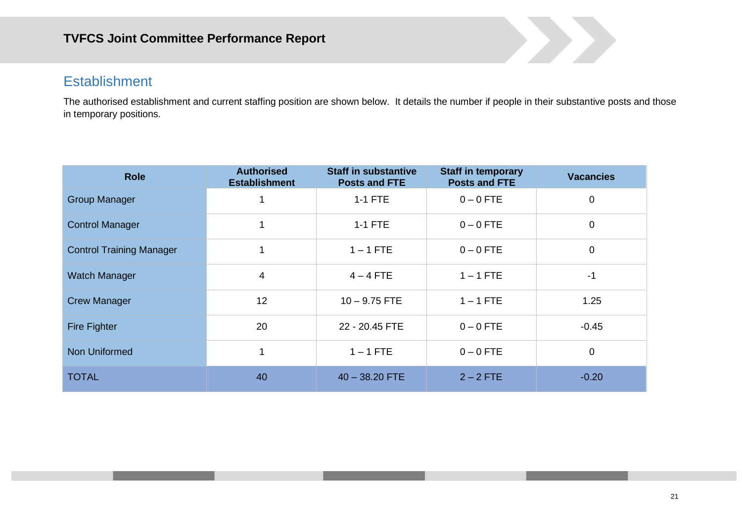## Establishment

The authorised establishment and current staffing position are shown below. It details the number if people in their substantive posts and those in temporary positions.

| Role | Authorised Establishment | Staff in substantive Posts and FTE | Staff in temporary Posts and FTE | Vacancies |
|---|---|---|---|---|
| Group Manager | 1 | 1-1 FTE | 0 – 0 FTE | 0 |
| Control Manager | 1 | 1-1 FTE | 0 – 0 FTE | 0 |
| Control Training Manager | 1 | 1 – 1 FTE | 0 – 0 FTE | 0 |
| Watch Manager | 4 | 4 – 4 FTE | 1 – 1 FTE | -1 |
| Crew Manager | 12 | 10 – 9.75 FTE | 1 – 1 FTE | 1.25 |
| Fire Fighter | 20 | 22 - 20.45 FTE | 0 – 0 FTE | -0.45 |
| Non Uniformed | 1 | 1 – 1 FTE | 0 – 0 FTE | 0 |
| TOTAL | 40 | 40 – 38.20 FTE | 2 – 2 FTE | -0.20 |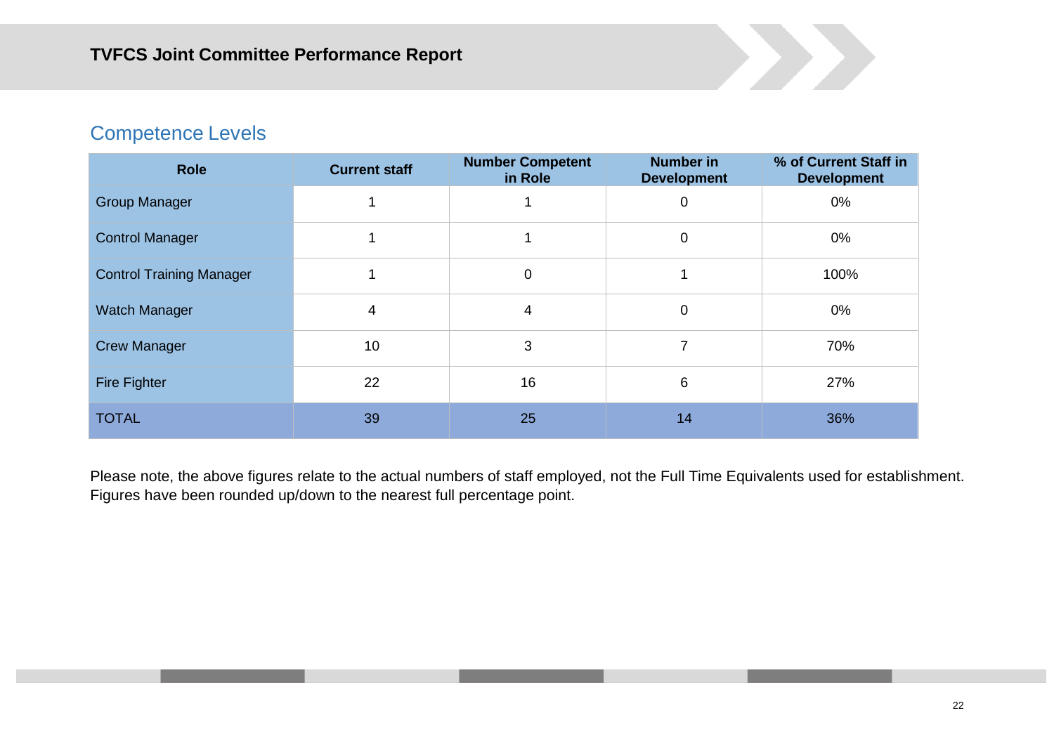## Competence Levels

| Role | Current staff | Number Competent in Role | Number in Development | % of Current Staff in Development |
|---|---|---|---|---|
| Group Manager | 1 | 1 | 0 | 0% |
| Control Manager | 1 | 1 | 0 | 0% |
| Control Training Manager | 1 | 0 | 1 | 100% |
| Watch Manager | 4 | 4 | 0 | 0% |
| Crew Manager | 10 | 3 | 7 | 70% |
| Fire Fighter | 22 | 16 | 6 | 27% |
| TOTAL | 39 | 25 | 14 | 36% |

Please note, the above figures relate to the actual numbers of staff employed, not the Full Time Equivalents used for establishment. Figures have been rounded up/down to the nearest full percentage point.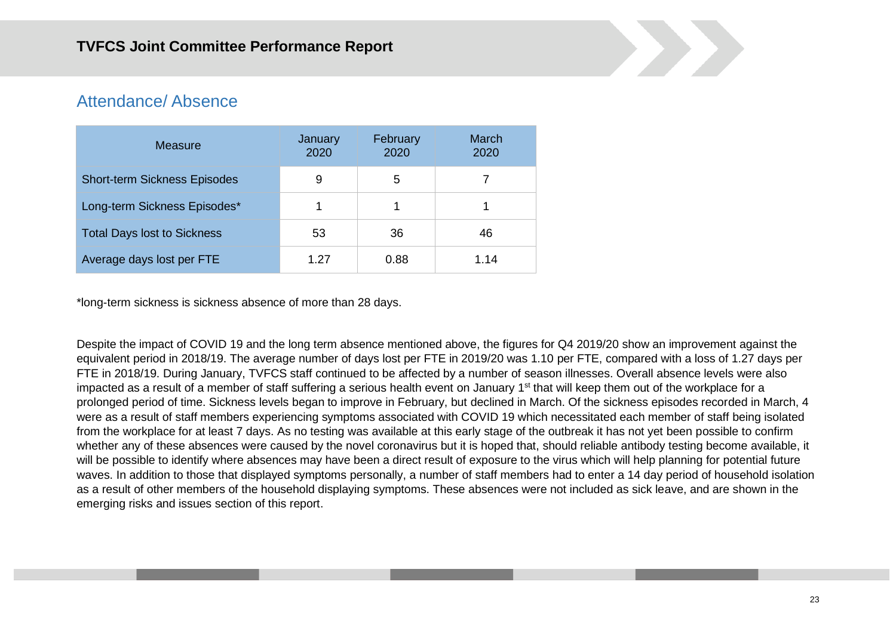## Attendance/ Absence

| Measure | January 2020 | February 2020 | March 2020 |
|---|---|---|---|
| Short-term Sickness Episodes | 9 | 5 | 7 |
| Long-term Sickness Episodes* | 1 | 1 | 1 |
| Total Days lost to Sickness | 53 | 36 | 46 |
| Average days lost per FTE | 1.27 | 0.88 | 1.14 |

*long-term sickness is sickness absence of more than 28 days.

Despite the impact of COVID 19 and the long term absence mentioned above, the figures for Q4 2019/20 show an improvement against the equivalent period in 2018/19. The average number of days lost per FTE in 2019/20 was 1.10 per FTE, compared with a loss of 1.27 days per FTE in 2018/19. During January, TVFCS staff continued to be affected by a number of season illnesses. Overall absence levels were also impacted as a result of a member of staff suffering a serious health event on January 1st that will keep them out of the workplace for a prolonged period of time. Sickness levels began to improve in February, but declined in March. Of the sickness episodes recorded in March, 4 were as a result of staff members experiencing symptoms associated with COVID 19 which necessitated each member of staff being isolated from the workplace for at least 7 days. As no testing was available at this early stage of the outbreak it has not yet been possible to confirm whether any of these absences were caused by the novel coronavirus but it is hoped that, should reliable antibody testing become available, it will be possible to identify where absences may have been a direct result of exposure to the virus which will help planning for potential future waves. In addition to those that displayed symptoms personally, a number of staff members had to enter a 14 day period of household isolation as a result of other members of the household displaying symptoms. These absences were not included as sick leave, and are shown in the emerging risks and issues section of this report.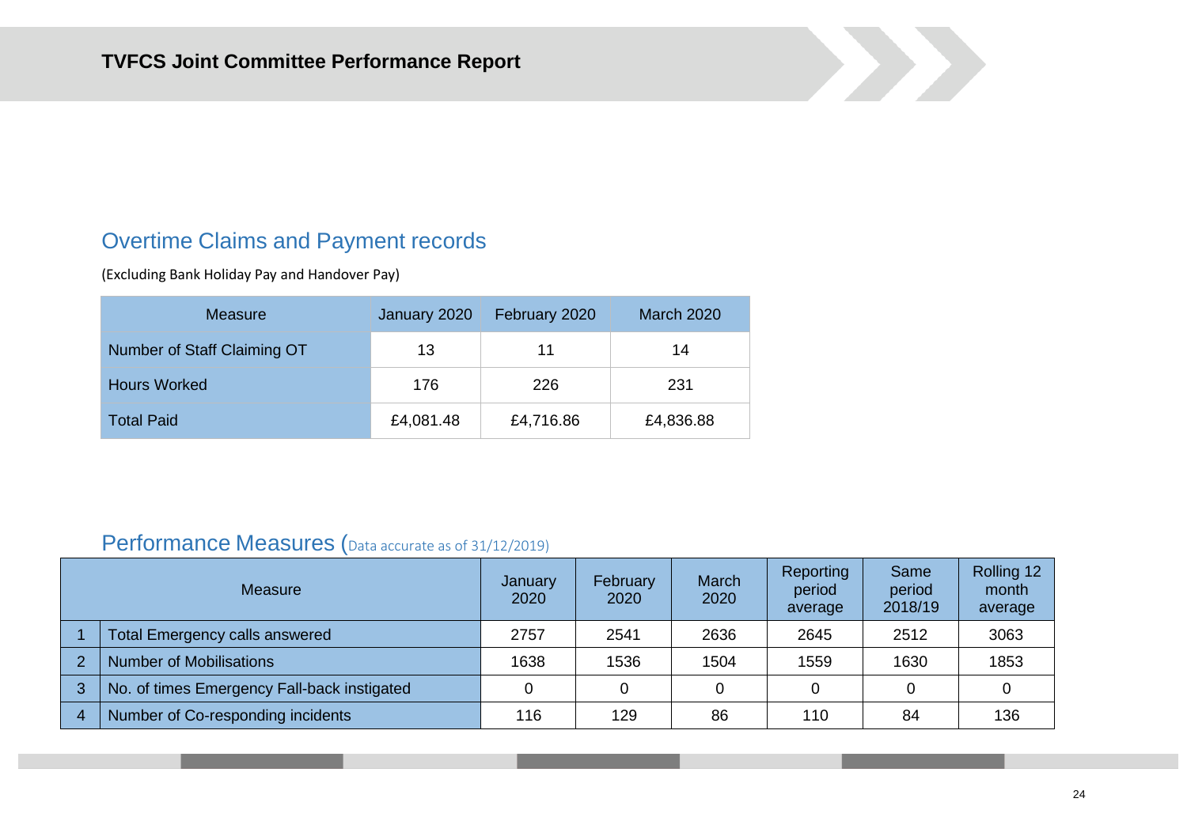# TVFCS Joint Committee Performance Report

## Overtime Claims and Payment records

(Excluding Bank Holiday Pay and Handover Pay)

| Measure | January 2020 | February 2020 | March 2020 |
|---|---|---|---|
| Number of Staff Claiming OT | 13 | 11 | 14 |
| Hours Worked | 176 | 226 | 231 |
| Total Paid | £4,081.48 | £4,716.86 | £4,836.88 |

## Performance Measures (Data accurate as of 31/12/2019)

| | Measure | January 2020 | February 2020 | March 2020 | Reporting period average | Same period 2018/19 | Rolling 12 month average |
|---|---|---|---|---|---|---|---|
| 1 | Total Emergency calls answered | 2757 | 2541 | 2636 | 2645 | 2512 | 3063 |
| 2 | Number of Mobilisations | 1638 | 1536 | 1504 | 1559 | 1630 | 1853 |
| 3 | No. of times Emergency Fall-back instigated | 0 | 0 | 0 | 0 | 0 | 0 |
| 4 | Number of Co-responding incidents | 116 | 129 | 86 | 110 | 84 | 136 |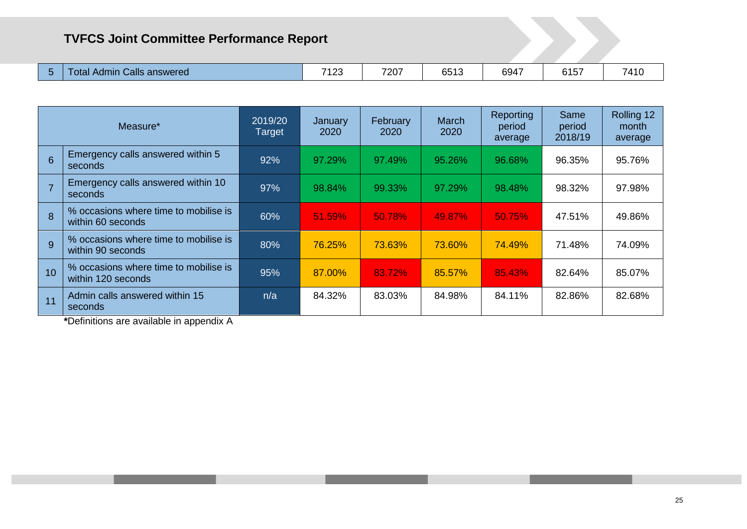## TVFCS Joint Committee Performance Report

| 5 | Total Admin Calls answered | 7123 | 7207 | 6513 | 6947 | 6157 | 7410 |
|---|---|---|---|---|---|---|---|

| | Measure* | 2019/20 Target | January 2020 | February 2020 | March 2020 | Reporting period average | Same period 2018/19 | Rolling 12 month average |
|---|---|---|---|---|---|---|---|---|
| 6 | Emergency calls answered within 5 seconds | 92% | 97.29% | 97.49% | 95.26% | 96.68% | 96.35% | 95.76% |
| 7 | Emergency calls answered within 10 seconds | 97% | 98.84% | 99.33% | 97.29% | 98.48% | 98.32% | 97.98% |
| 8 | % occasions where time to mobilise is within 60 seconds | 60% | 51.59% | 50.78% | 49.87% | 50.75% | 47.51% | 49.86% |
| 9 | % occasions where time to mobilise is within 90 seconds | 80% | 76.25% | 73.63% | 73.60% | 74.49% | 71.48% | 74.09% |
| 10 | % occasions where time to mobilise is within 120 seconds | 95% | 87.00% | 83.72% | 85.57% | 85.43% | 82.64% | 85.07% |
| 11 | Admin calls answered within 15 seconds | n/a | 84.32% | 83.03% | 84.98% | 84.11% | 82.86% | 82.68% |

**\***Definitions are available in appendix A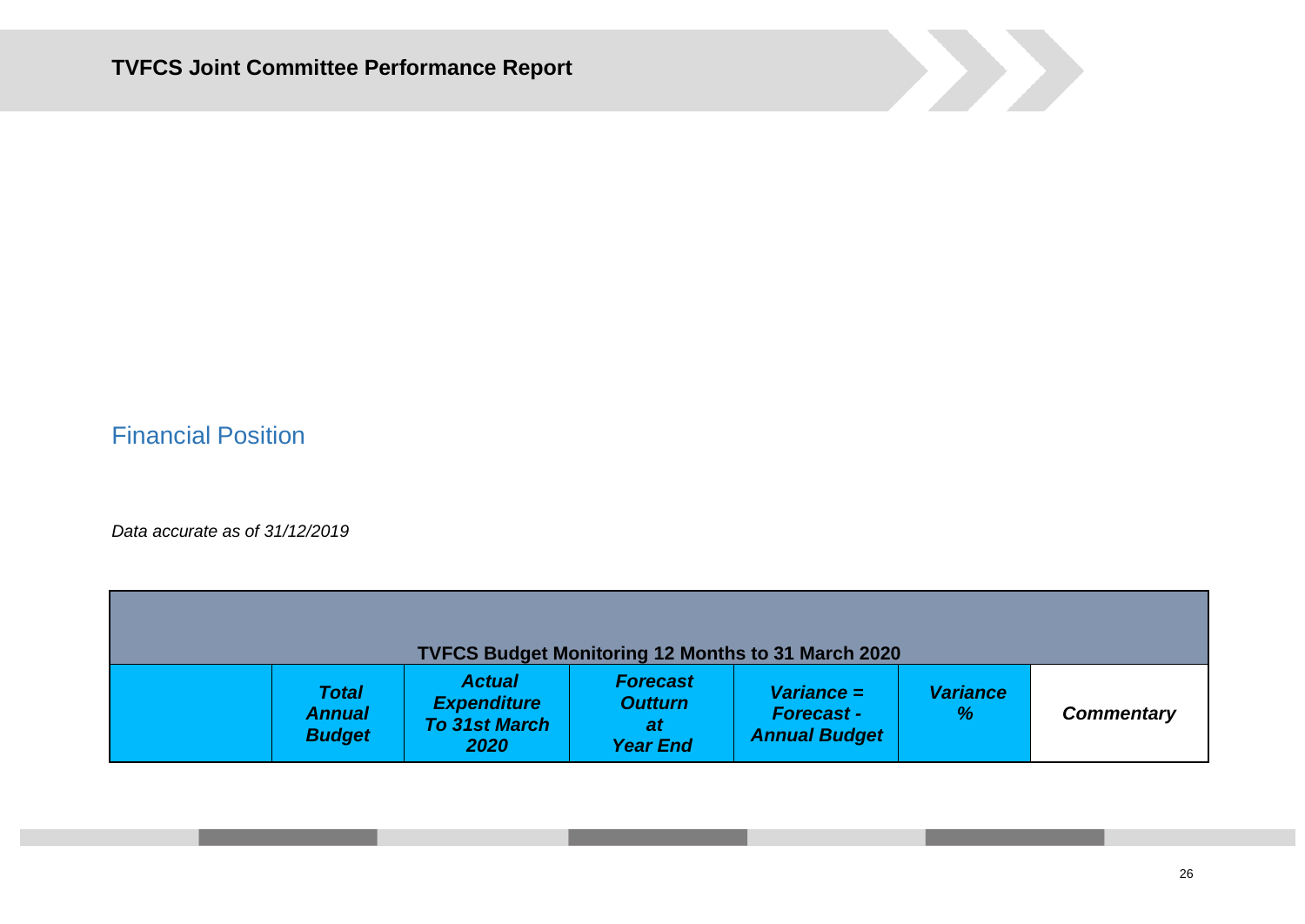## Financial Position

*Data accurate as of 31/12/2019*

| TVFCS Budget Monitoring 12 Months to 31 March 2020 | | | | | | |
|---|---|---|---|---|---|---|
| | ***Total Annual Budget*** | ***Actual Expenditure To 31st March 2020*** | ***Forecast Outturn at Year End*** | ***Variance = Forecast - Annual Budget*** | ***Variance %*** | ***Commentary*** |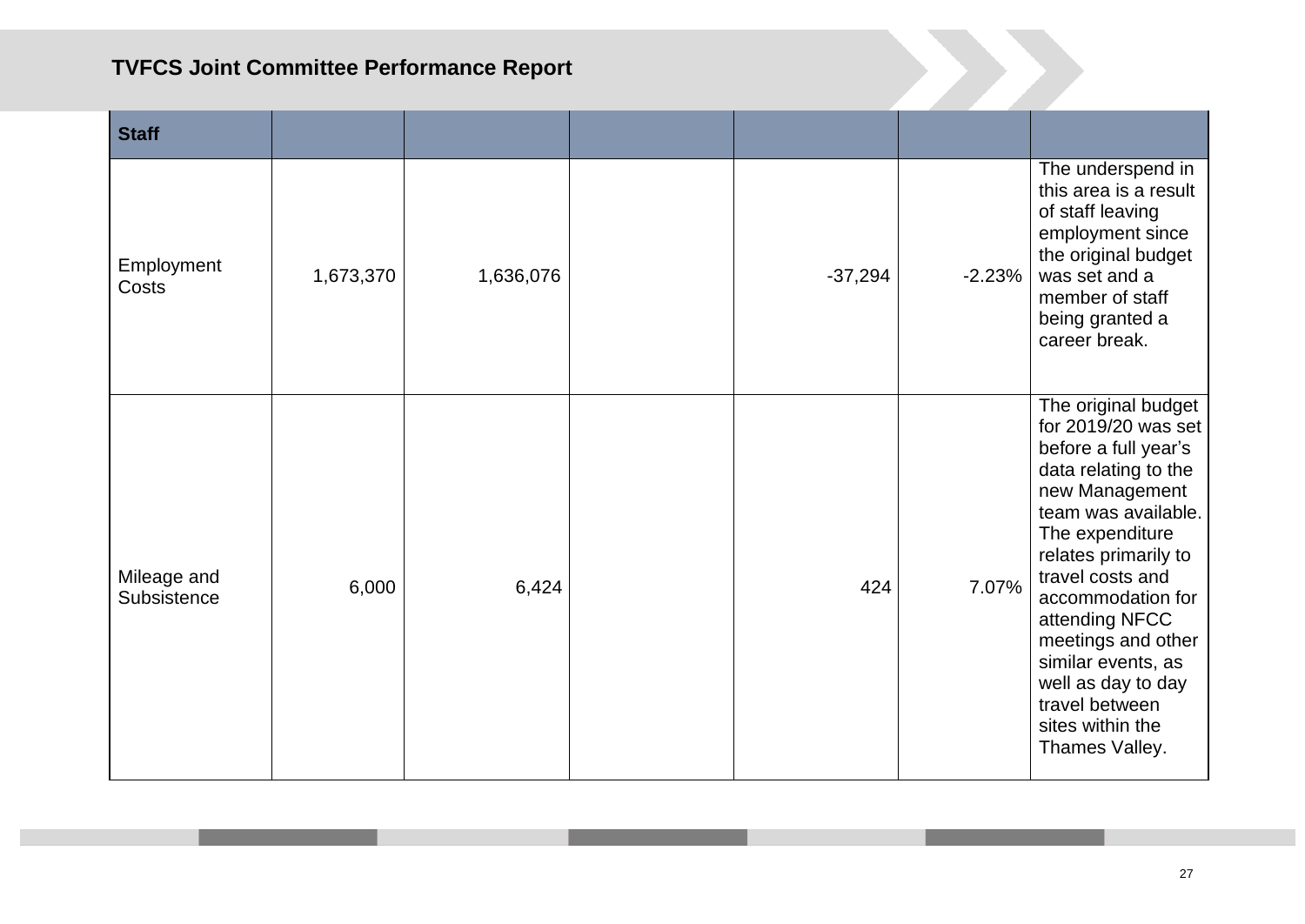| Staff | | | | | | |
|---|---|---|---|---|---|---|
| Employment Costs | 1,673,370 | 1,636,076 | | -37,294 | -2.23% | The underspend in this area is a result of staff leaving employment since the original budget was set and a member of staff being granted a career break. |
| Mileage and Subsistence | 6,000 | 6,424 | | 424 | 7.07% | The original budget for 2019/20 was set before a full year's data relating to the new Management team was available. The expenditure relates primarily to travel costs and accommodation for attending NFCC meetings and other similar events, as well as day to day travel between sites within the Thames Valley. |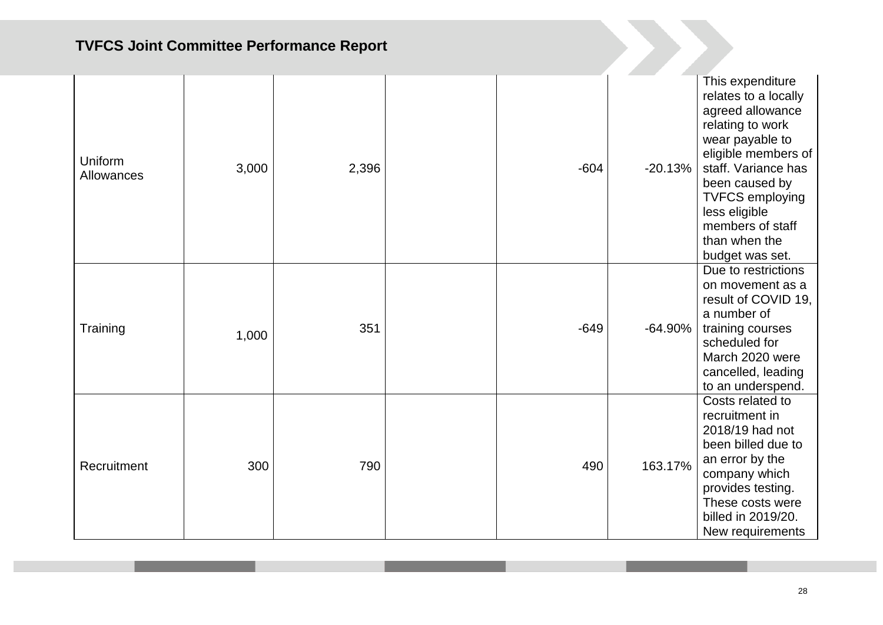| | | | | | | |
|---|---|---|---|---|---|---|
| Uniform Allowances | 3,000 | 2,396 | | -604 | -20.13% | This expenditure relates to a locally agreed allowance relating to work wear payable to eligible members of staff. Variance has been caused by TVFCS employing less eligible members of staff than when the budget was set. |
| Training | 1,000 | 351 | | -649 | -64.90% | Due to restrictions on movement as a result of COVID 19, a number of training courses scheduled for March 2020 were cancelled, leading to an underspend. |
| Recruitment | 300 | 790 | | 490 | 163.17% | Costs related to recruitment in 2018/19 had not been billed due to an error by the company which provides testing. These costs were billed in 2019/20. New requirements |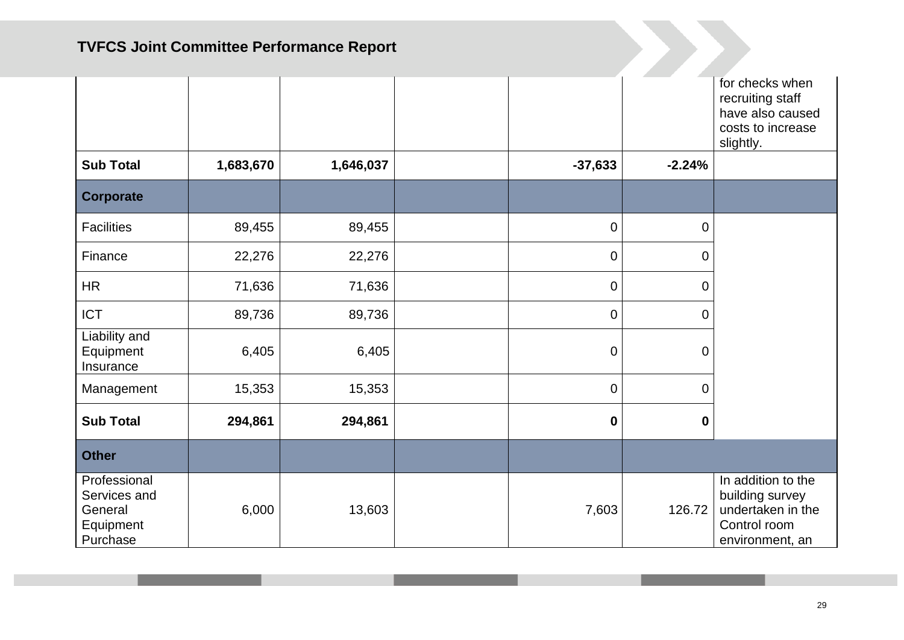| | | | | | | |
|---|---|---|---|---|---|---|
| | | | | | | for checks when recruiting staff have also caused costs to increase slightly. |
| **Sub Total** | **1,683,670** | **1,646,037** | | **-37,633** | **-2.24%** | |
| **Corporate** | | | | | | |
| Facilities | 89,455 | 89,455 | | 0 | 0 | |
| Finance | 22,276 | 22,276 | | 0 | 0 | |
| HR | 71,636 | 71,636 | | 0 | 0 | |
| ICT | 89,736 | 89,736 | | 0 | 0 | |
| Liability and Equipment Insurance | 6,405 | 6,405 | | 0 | 0 | |
| Management | 15,353 | 15,353 | | 0 | 0 | |
| **Sub Total** | **294,861** | **294,861** | | **0** | **0** | |
| **Other** | | | | | | |
| Professional Services and General Equipment Purchase | 6,000 | 13,603 | | 7,603 | 126.72 | In addition to the building survey undertaken in the Control room environment, an |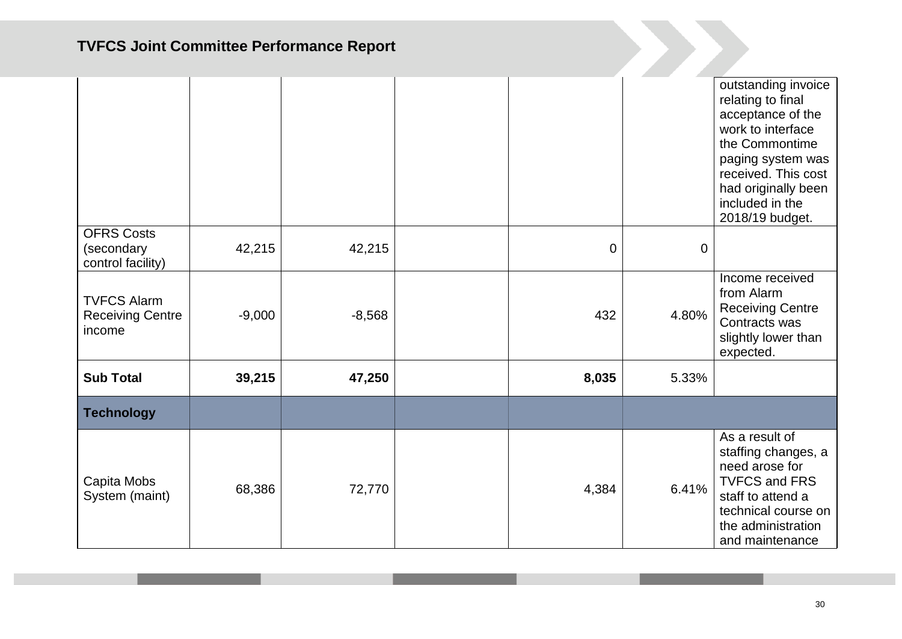| | | | | | | |
|---|---|---|---|---|---|---|
| | | | | | | outstanding invoice relating to final acceptance of the work to interface the Commontime paging system was received. This cost had originally been included in the 2018/19 budget. |
| OFRS Costs (secondary control facility) | 42,215 | 42,215 | | 0 | 0 | |
| TVFCS Alarm Receiving Centre income | -9,000 | -8,568 | | 432 | 4.80% | Income received from Alarm Receiving Centre Contracts was slightly lower than expected. |
| **Sub Total** | **39,215** | **47,250** | | **8,035** | 5.33% | |
| **Technology** | | | | | | |
| Capita Mobs System (maint) | 68,386 | 72,770 | | 4,384 | 6.41% | As a result of staffing changes, a need arose for TVFCS and FRS staff to attend a technical course on the administration and maintenance |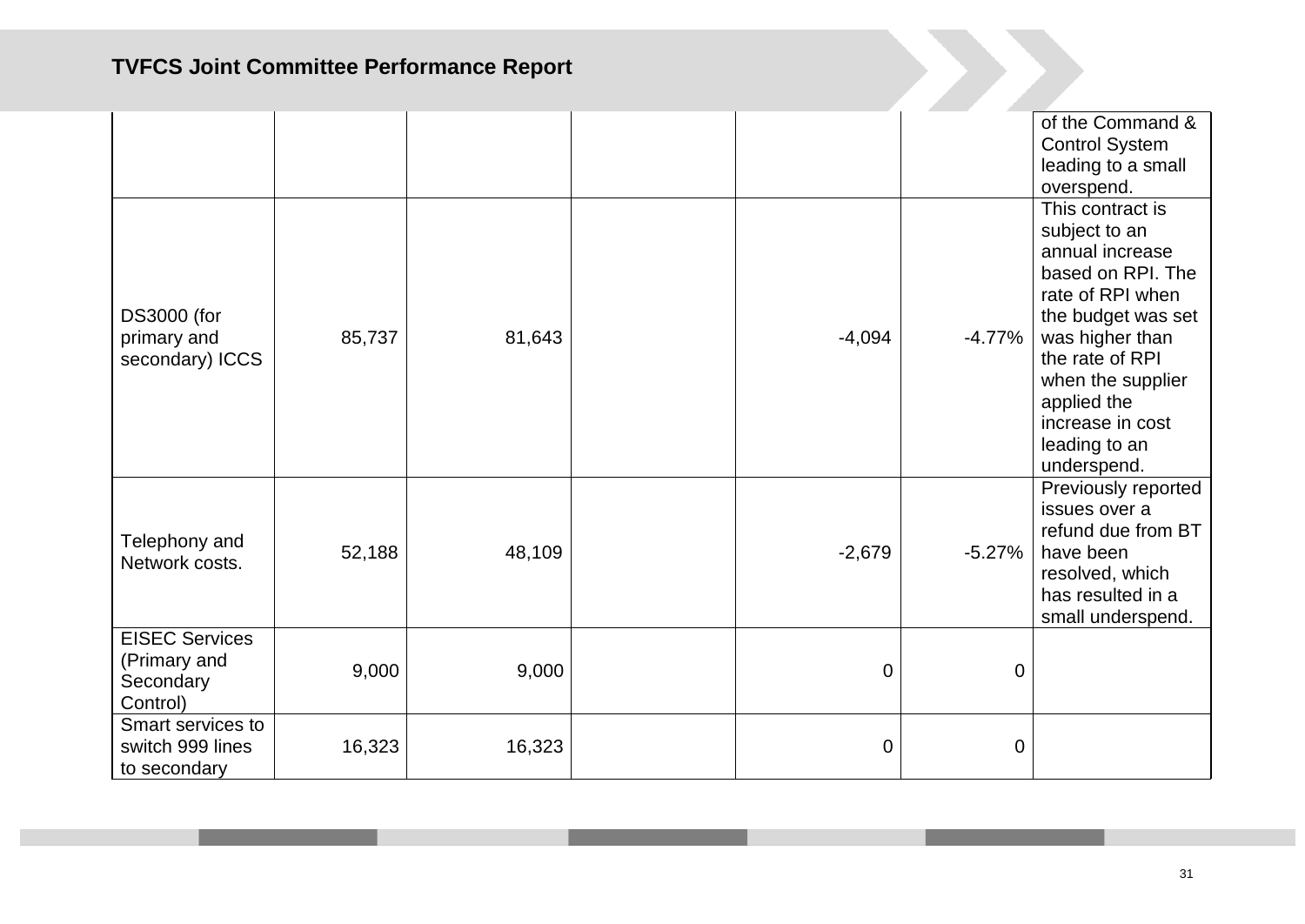| | | | | | | |
|---|---|---|---|---|---|---|
| | | | | | | of the Command & Control System leading to a small overspend. |
| DS3000 (for primary and secondary) ICCS | 85,737 | 81,643 | | -4,094 | -4.77% | This contract is subject to an annual increase based on RPI. The rate of RPI when the budget was set was higher than the rate of RPI when the supplier applied the increase in cost leading to an underspend. |
| Telephony and Network costs. | 52,188 | 48,109 | | -2,679 | -5.27% | Previously reported issues over a refund due from BT have been resolved, which has resulted in a small underspend. |
| EISEC Services (Primary and Secondary Control) | 9,000 | 9,000 | | 0 | 0 | |
| Smart services to switch 999 lines to secondary | 16,323 | 16,323 | | 0 | 0 | |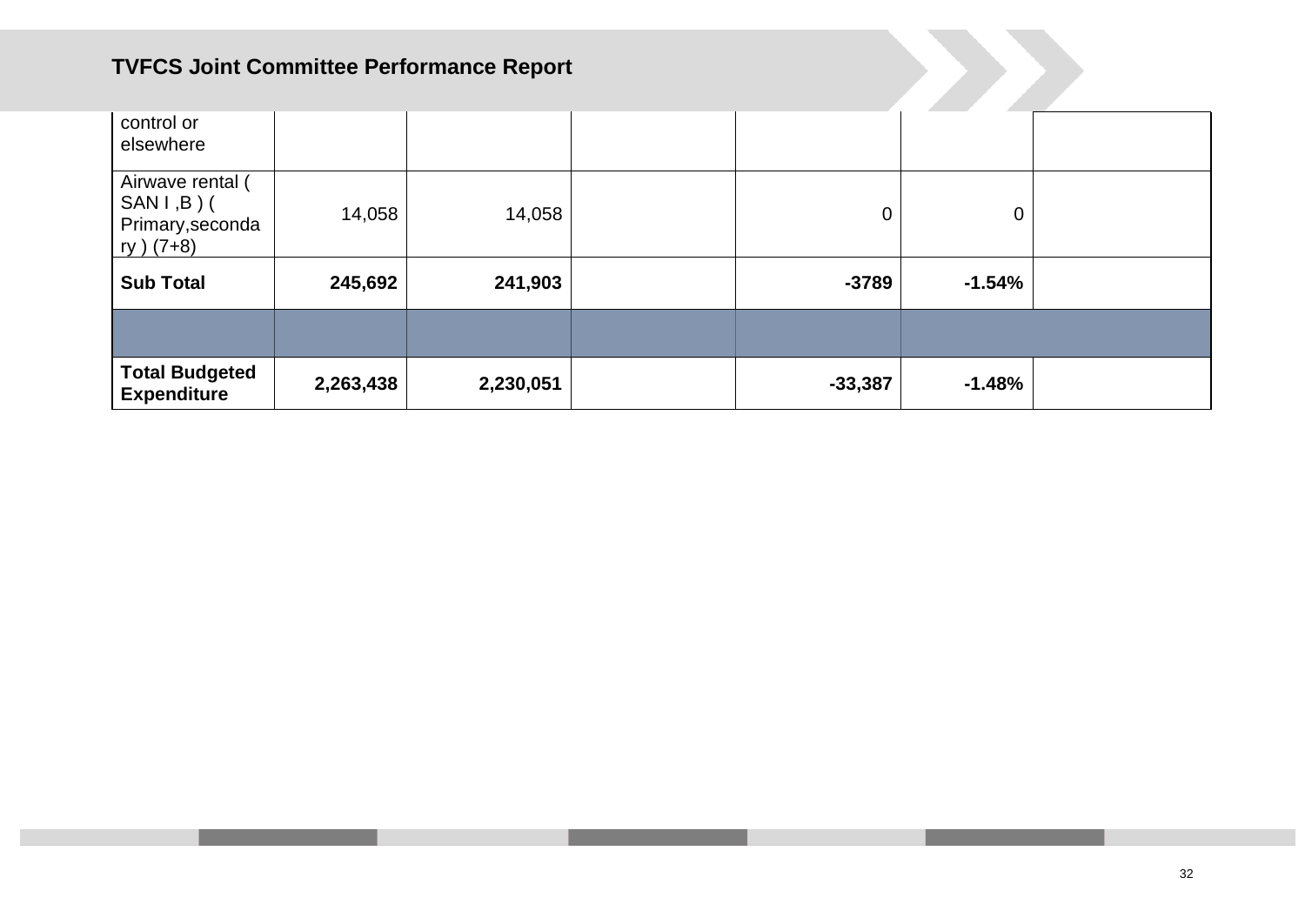| | | | | | | |
|---|---|---|---|---|---|---|
| control or elsewhere | | | | | | |
| Airwave rental ( SAN I ,B ) ( Primary,secondary ) (7+8) | 14,058 | 14,058 | | 0 | 0 | |
| **Sub Total** | **245,692** | **241,903** | | **-3789** | **-1.54%** | |
| | | | | | | |
| **Total Budgeted Expenditure** | **2,263,438** | **2,230,051** | | **-33,387** | **-1.48%** | |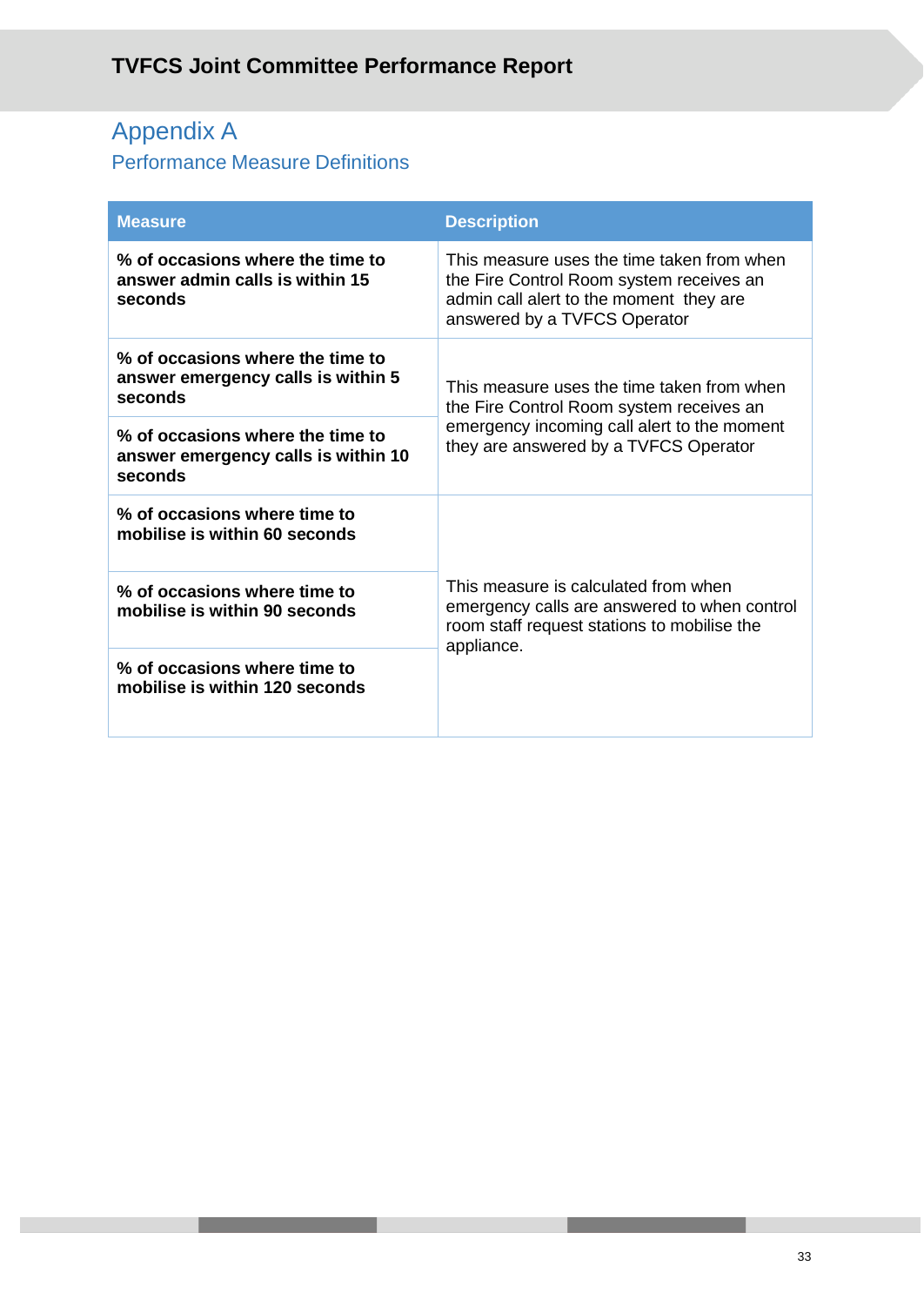# Appendix A

## Performance Measure Definitions

| Measure | Description |
|---|---|
| **% of occasions where the time to answer admin calls is within 15 seconds** | This measure uses the time taken from when the Fire Control Room system receives an admin call alert to the moment they are answered by a TVFCS Operator |
| **% of occasions where the time to answer emergency calls is within 5 seconds** | This measure uses the time taken from when the Fire Control Room system receives an emergency incoming call alert to the moment they are answered by a TVFCS Operator |
| **% of occasions where the time to answer emergency calls is within 10 seconds** | |
| **% of occasions where time to mobilise is within 60 seconds** | This measure is calculated from when emergency calls are answered to when control room staff request stations to mobilise the appliance. |
| **% of occasions where time to mobilise is within 90 seconds** | |
| **% of occasions where time to mobilise is within 120 seconds** | |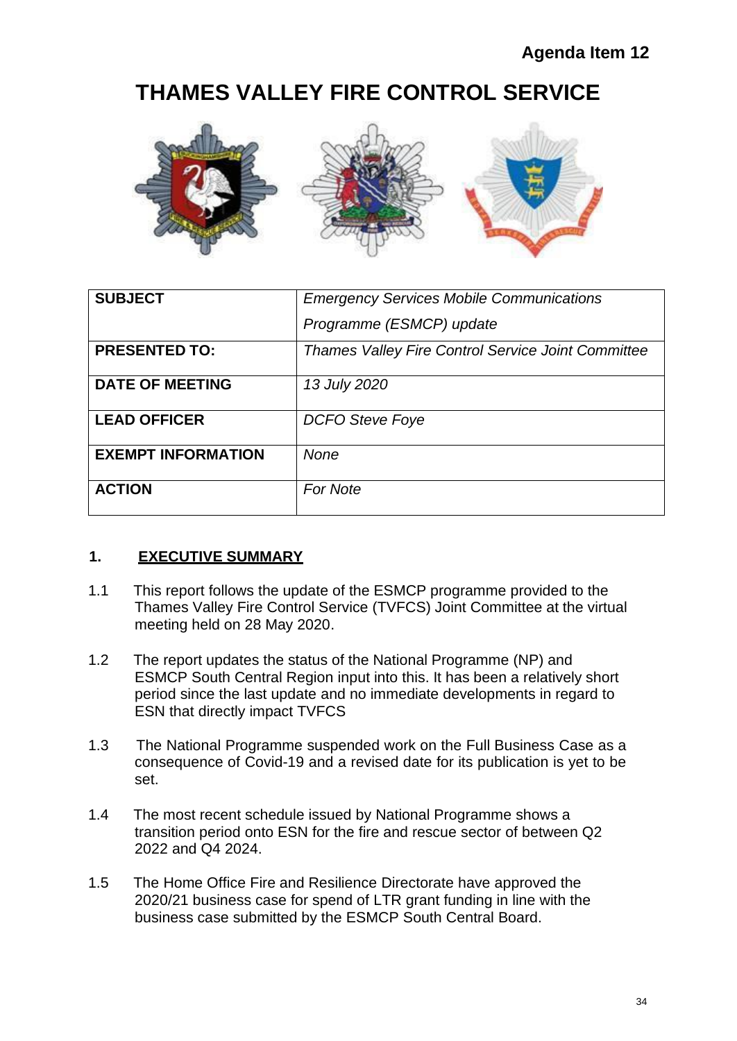**Agenda Item 12**

# THAMES VALLEY FIRE CONTROL SERVICE

| SUBJECT | *Emergency Services Mobile Communications Programme (ESMCP) update* |
|---|---|
| **PRESENTED TO:** | *Thames Valley Fire Control Service Joint Committee* |
| **DATE OF MEETING** | *13 July 2020* |
| **LEAD OFFICER** | *DCFO Steve Foye* |
| **EXEMPT INFORMATION** | *None* |
| **ACTION** | *For Note* |

## 1. EXECUTIVE SUMMARY

1.1 This report follows the update of the ESMCP programme provided to the Thames Valley Fire Control Service (TVFCS) Joint Committee at the virtual meeting held on 28 May 2020.

1.2 The report updates the status of the National Programme (NP) and ESMCP South Central Region input into this. It has been a relatively short period since the last update and no immediate developments in regard to ESN that directly impact TVFCS

1.3 The National Programme suspended work on the Full Business Case as a consequence of Covid-19 and a revised date for its publication is yet to be set.

1.4 The most recent schedule issued by National Programme shows a transition period onto ESN for the fire and rescue sector of between Q2 2022 and Q4 2024.

1.5 The Home Office Fire and Resilience Directorate have approved the 2020/21 business case for spend of LTR grant funding in line with the business case submitted by the ESMCP South Central Board.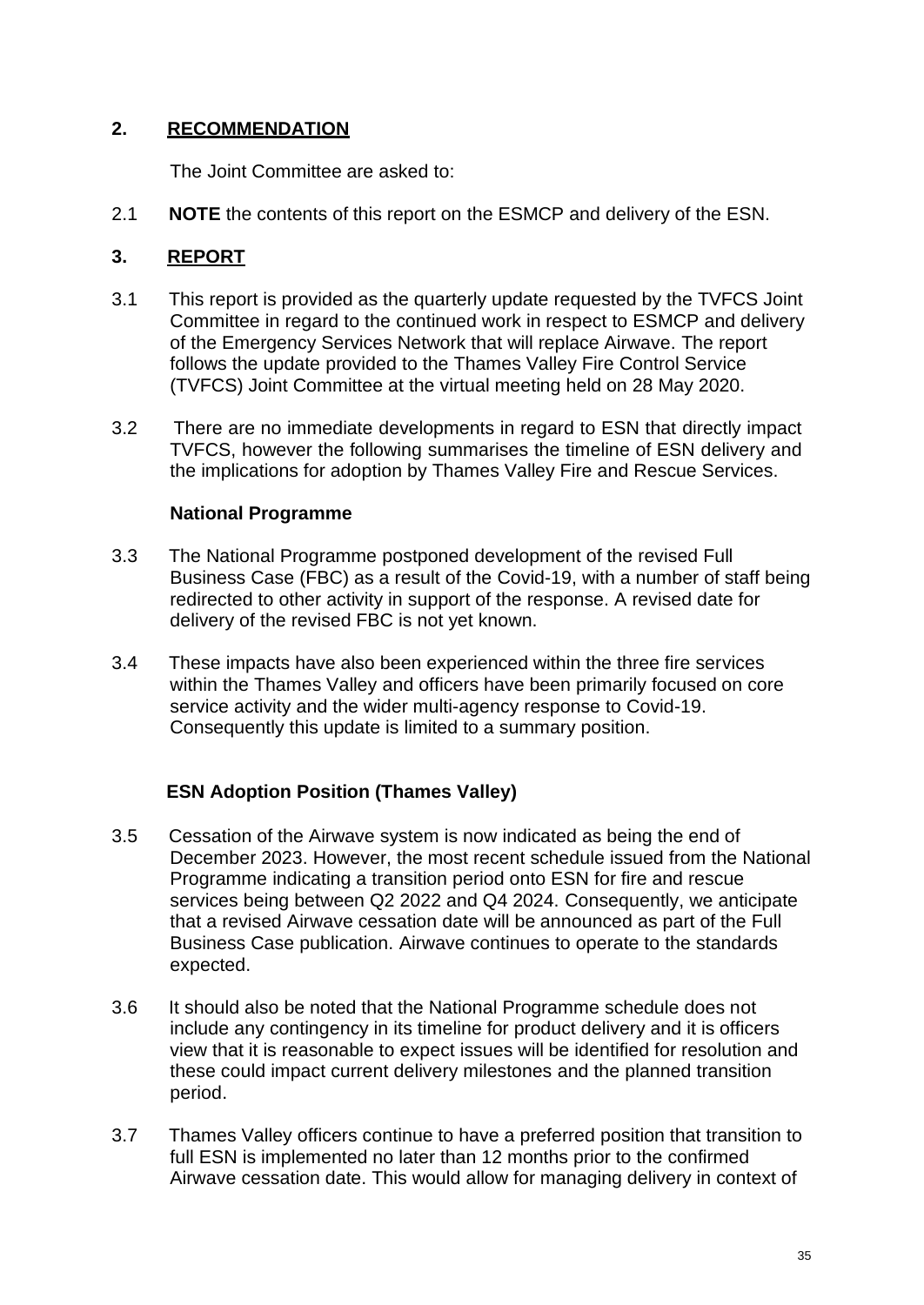## 2. RECOMMENDATION

The Joint Committee are asked to:

2.1 **NOTE** the contents of this report on the ESMCP and delivery of the ESN.

## 3. REPORT

3.1 This report is provided as the quarterly update requested by the TVFCS Joint Committee in regard to the continued work in respect to ESMCP and delivery of the Emergency Services Network that will replace Airwave. The report follows the update provided to the Thames Valley Fire Control Service (TVFCS) Joint Committee at the virtual meeting held on 28 May 2020.

3.2 There are no immediate developments in regard to ESN that directly impact TVFCS, however the following summarises the timeline of ESN delivery and the implications for adoption by Thames Valley Fire and Rescue Services.

### National Programme

3.3 The National Programme postponed development of the revised Full Business Case (FBC) as a result of the Covid-19, with a number of staff being redirected to other activity in support of the response. A revised date for delivery of the revised FBC is not yet known.

3.4 These impacts have also been experienced within the three fire services within the Thames Valley and officers have been primarily focused on core service activity and the wider multi-agency response to Covid-19. Consequently this update is limited to a summary position.

### ESN Adoption Position (Thames Valley)

3.5 Cessation of the Airwave system is now indicated as being the end of December 2023. However, the most recent schedule issued from the National Programme indicating a transition period onto ESN for fire and rescue services being between Q2 2022 and Q4 2024. Consequently, we anticipate that a revised Airwave cessation date will be announced as part of the Full Business Case publication. Airwave continues to operate to the standards expected.

3.6 It should also be noted that the National Programme schedule does not include any contingency in its timeline for product delivery and it is officers view that it is reasonable to expect issues will be identified for resolution and these could impact current delivery milestones and the planned transition period.

3.7 Thames Valley officers continue to have a preferred position that transition to full ESN is implemented no later than 12 months prior to the confirmed Airwave cessation date. This would allow for managing delivery in context of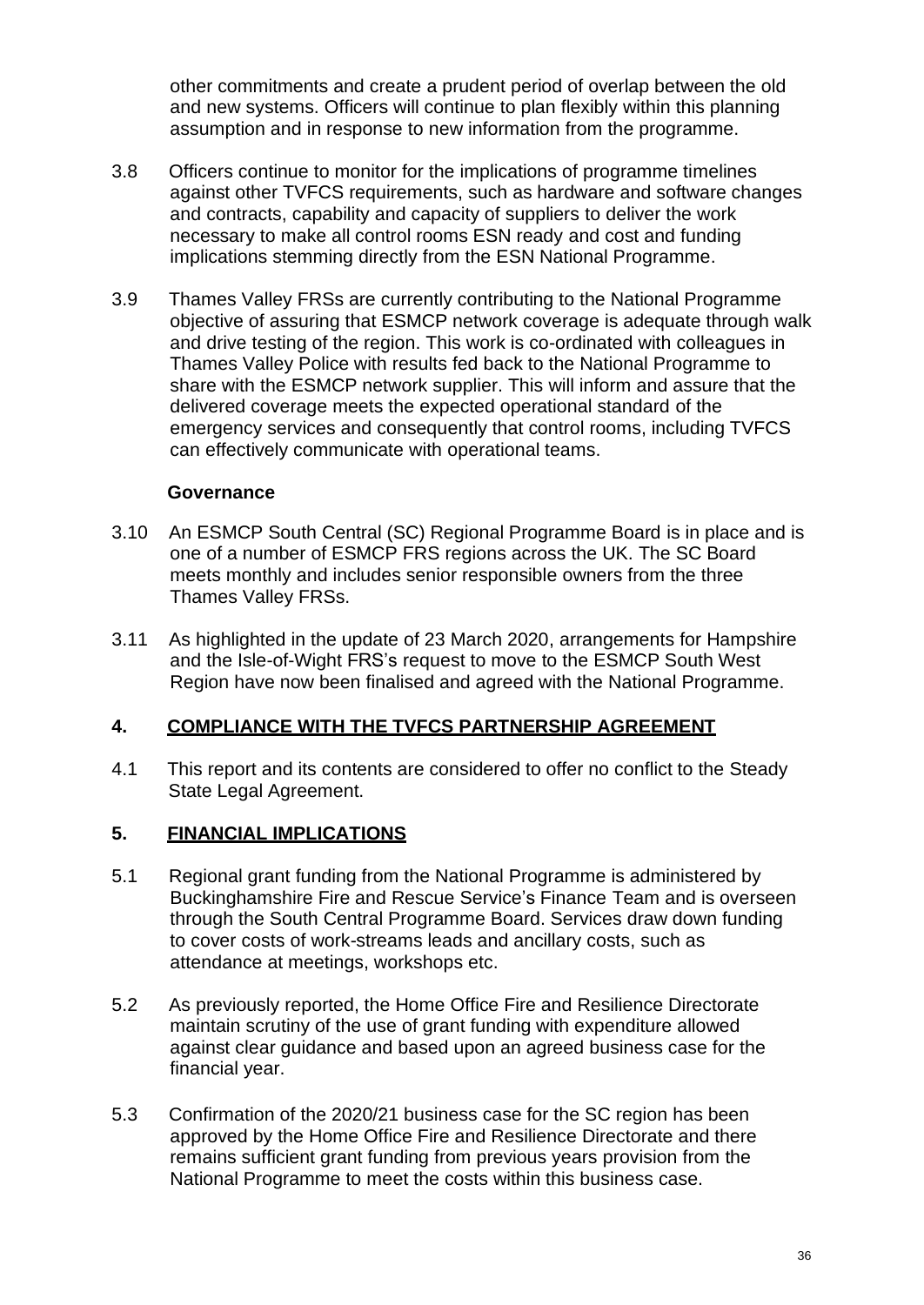other commitments and create a prudent period of overlap between the old and new systems. Officers will continue to plan flexibly within this planning assumption and in response to new information from the programme.

3.8 Officers continue to monitor for the implications of programme timelines against other TVFCS requirements, such as hardware and software changes and contracts, capability and capacity of suppliers to deliver the work necessary to make all control rooms ESN ready and cost and funding implications stemming directly from the ESN National Programme.

3.9 Thames Valley FRSs are currently contributing to the National Programme objective of assuring that ESMCP network coverage is adequate through walk and drive testing of the region. This work is co-ordinated with colleagues in Thames Valley Police with results fed back to the National Programme to share with the ESMCP network supplier. This will inform and assure that the delivered coverage meets the expected operational standard of the emergency services and consequently that control rooms, including TVFCS can effectively communicate with operational teams.

**Governance**

3.10 An ESMCP South Central (SC) Regional Programme Board is in place and is one of a number of ESMCP FRS regions across the UK. The SC Board meets monthly and includes senior responsible owners from the three Thames Valley FRSs.

3.11 As highlighted in the update of 23 March 2020, arrangements for Hampshire and the Isle-of-Wight FRS's request to move to the ESMCP South West Region have now been finalised and agreed with the National Programme.

## 4. COMPLIANCE WITH THE TVFCS PARTNERSHIP AGREEMENT

4.1 This report and its contents are considered to offer no conflict to the Steady State Legal Agreement.

## 5. FINANCIAL IMPLICATIONS

5.1 Regional grant funding from the National Programme is administered by Buckinghamshire Fire and Rescue Service's Finance Team and is overseen through the South Central Programme Board. Services draw down funding to cover costs of work-streams leads and ancillary costs, such as attendance at meetings, workshops etc.

5.2 As previously reported, the Home Office Fire and Resilience Directorate maintain scrutiny of the use of grant funding with expenditure allowed against clear guidance and based upon an agreed business case for the financial year.

5.3 Confirmation of the 2020/21 business case for the SC region has been approved by the Home Office Fire and Resilience Directorate and there remains sufficient grant funding from previous years provision from the National Programme to meet the costs within this business case.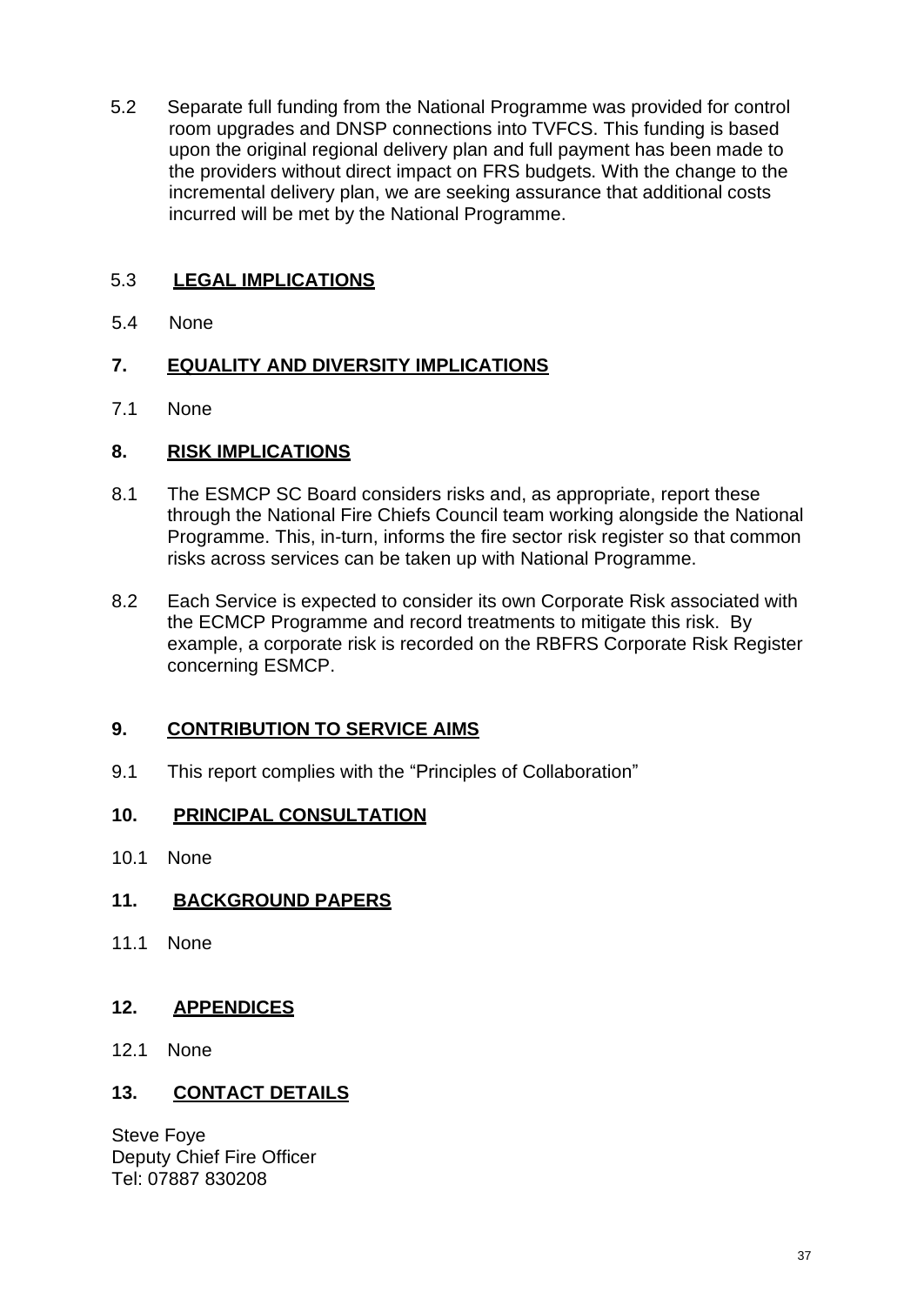5.2 Separate full funding from the National Programme was provided for control room upgrades and DNSP connections into TVFCS. This funding is based upon the original regional delivery plan and full payment has been made to the providers without direct impact on FRS budgets. With the change to the incremental delivery plan, we are seeking assurance that additional costs incurred will be met by the National Programme.

5.3 **LEGAL IMPLICATIONS**

5.4 None

## 7. EQUALITY AND DIVERSITY IMPLICATIONS

7.1 None

## 8. RISK IMPLICATIONS

8.1 The ESMCP SC Board considers risks and, as appropriate, report these through the National Fire Chiefs Council team working alongside the National Programme. This, in-turn, informs the fire sector risk register so that common risks across services can be taken up with National Programme.

8.2 Each Service is expected to consider its own Corporate Risk associated with the ECMCP Programme and record treatments to mitigate this risk. By example, a corporate risk is recorded on the RBFRS Corporate Risk Register concerning ESMCP.

## 9. CONTRIBUTION TO SERVICE AIMS

9.1 This report complies with the "Principles of Collaboration"

## 10. PRINCIPAL CONSULTATION

10.1 None

## 11. BACKGROUND PAPERS

11.1 None

## 12. APPENDICES

12.1 None

## 13. CONTACT DETAILS

Steve Foye
Deputy Chief Fire Officer
Tel: 07887 830208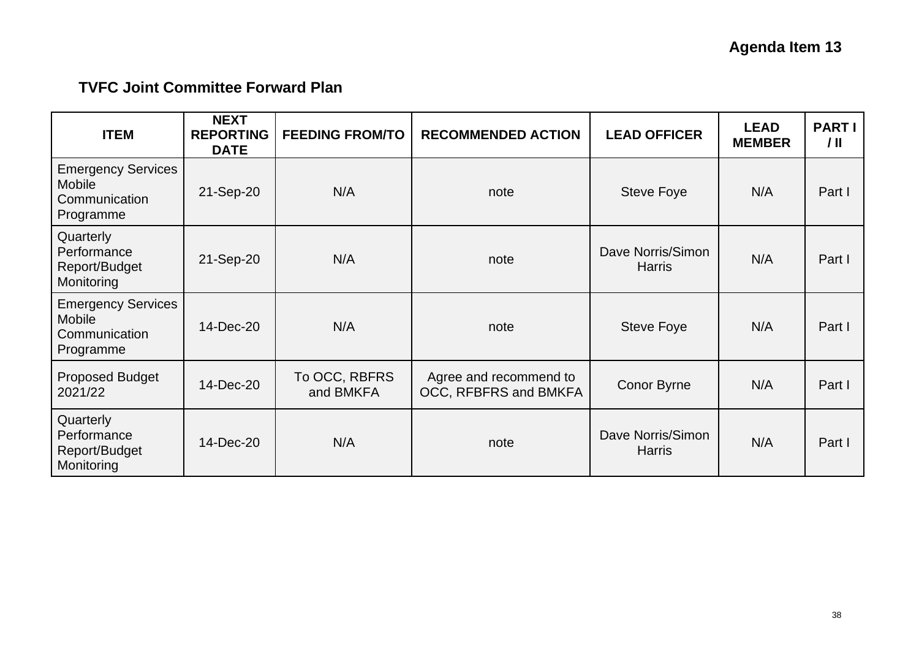**Agenda Item 13**

## TVFC Joint Committee Forward Plan

| ITEM | NEXT REPORTING DATE | FEEDING FROM/TO | RECOMMENDED ACTION | LEAD OFFICER | LEAD MEMBER | PART I / II |
|---|---|---|---|---|---|---|
| Emergency Services Mobile Communication Programme | 21-Sep-20 | N/A | note | Steve Foye | N/A | Part I |
| Quarterly Performance Report/Budget Monitoring | 21-Sep-20 | N/A | note | Dave Norris/Simon Harris | N/A | Part I |
| Emergency Services Mobile Communication Programme | 14-Dec-20 | N/A | note | Steve Foye | N/A | Part I |
| Proposed Budget 2021/22 | 14-Dec-20 | To OCC, RBFRS and BMKFA | Agree and recommend to OCC, RFBFRS and BMKFA | Conor Byrne | N/A | Part I |
| Quarterly Performance Report/Budget Monitoring | 14-Dec-20 | N/A | note | Dave Norris/Simon Harris | N/A | Part I |